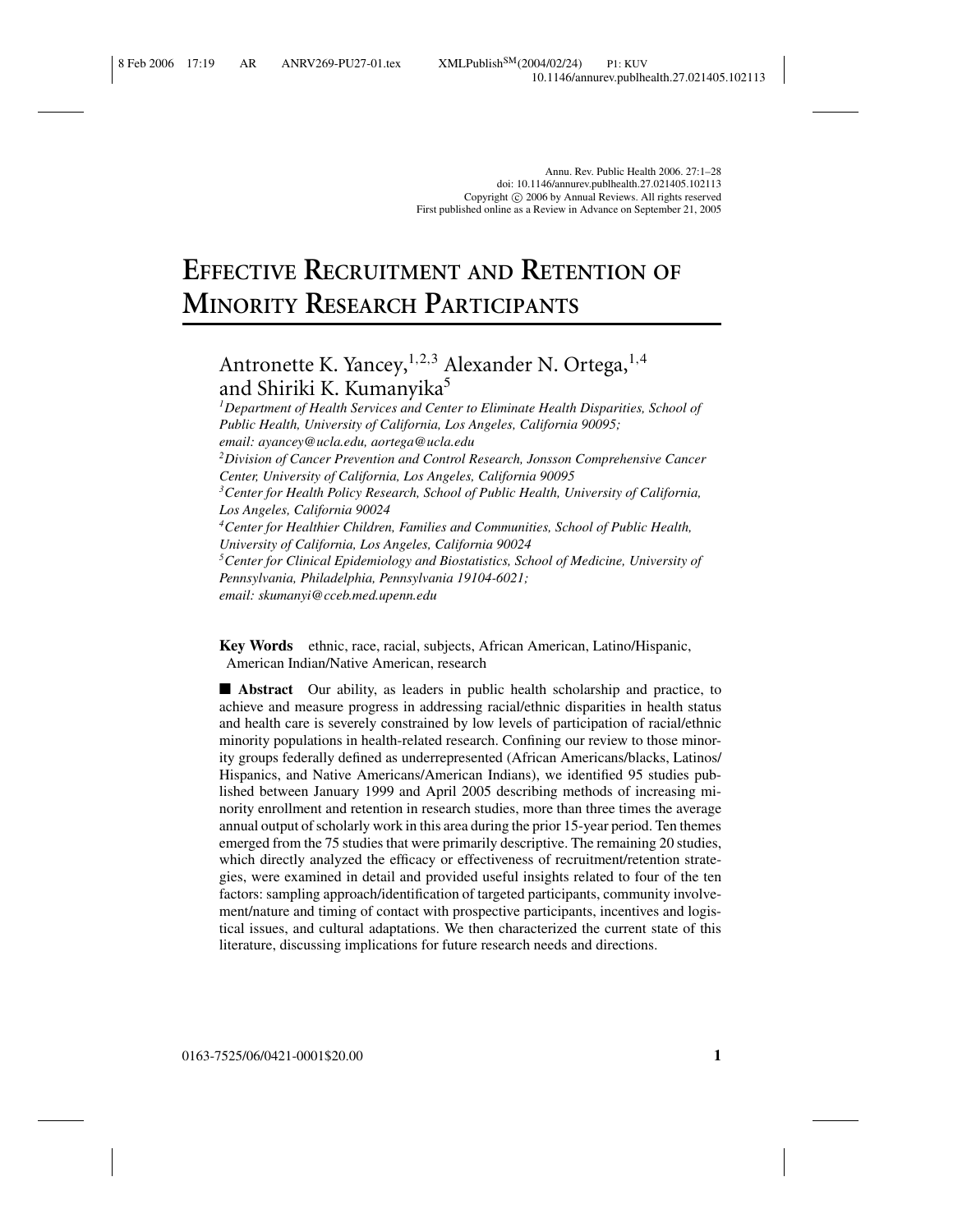Annu. Rev. Public Health 2006. 27:1–28
doi: 10.1146/annurev.publhealth.27.021405.102113
Copyright © 2006 by Annual Reviews. All rights reserved
First published online as a Review in Advance on September 21, 2005

# EFFECTIVE RECRUITMENT AND RETENTION OF MINORITY RESEARCH PARTICIPANTS

Antronette K. Yancey,[1,2,3] Alexander N. Ortega,[1,4] and Shiriki K. Kumanyika[5]

[1]*Department of Health Services and Center to Eliminate Health Disparities, School of Public Health, University of California, Los Angeles, California 90095; email: ayancey@ucla.edu, aortega@ucla.edu*

[2]*Division of Cancer Prevention and Control Research, Jonsson Comprehensive Cancer Center, University of California, Los Angeles, California 90095*

[3]*Center for Health Policy Research, School of Public Health, University of California, Los Angeles, California 90024*

[4]*Center for Healthier Children, Families and Communities, School of Public Health, University of California, Los Angeles, California 90024*

[5]*Center for Clinical Epidemiology and Biostatistics, School of Medicine, University of Pennsylvania, Philadelphia, Pennsylvania 19104-6021; email: skumanyi@cceb.med.upenn.edu*

**Key Words** ethnic, race, racial, subjects, African American, Latino/Hispanic, American Indian/Native American, research

■ **Abstract** Our ability, as leaders in public health scholarship and practice, to achieve and measure progress in addressing racial/ethnic disparities in health status and health care is severely constrained by low levels of participation of racial/ethnic minority populations in health-related research. Confining our review to those minority groups federally defined as underrepresented (African Americans/blacks, Latinos/Hispanics, and Native Americans/American Indians), we identified 95 studies published between January 1999 and April 2005 describing methods of increasing minority enrollment and retention in research studies, more than three times the average annual output of scholarly work in this area during the prior 15-year period. Ten themes emerged from the 75 studies that were primarily descriptive. The remaining 20 studies, which directly analyzed the efficacy or effectiveness of recruitment/retention strategies, were examined in detail and provided useful insights related to four of the ten factors: sampling approach/identification of targeted participants, community involvement/nature and timing of contact with prospective participants, incentives and logistical issues, and cultural adaptations. We then characterized the current state of this literature, discussing implications for future research needs and directions.

0163-7525/06/0421-0001$20.00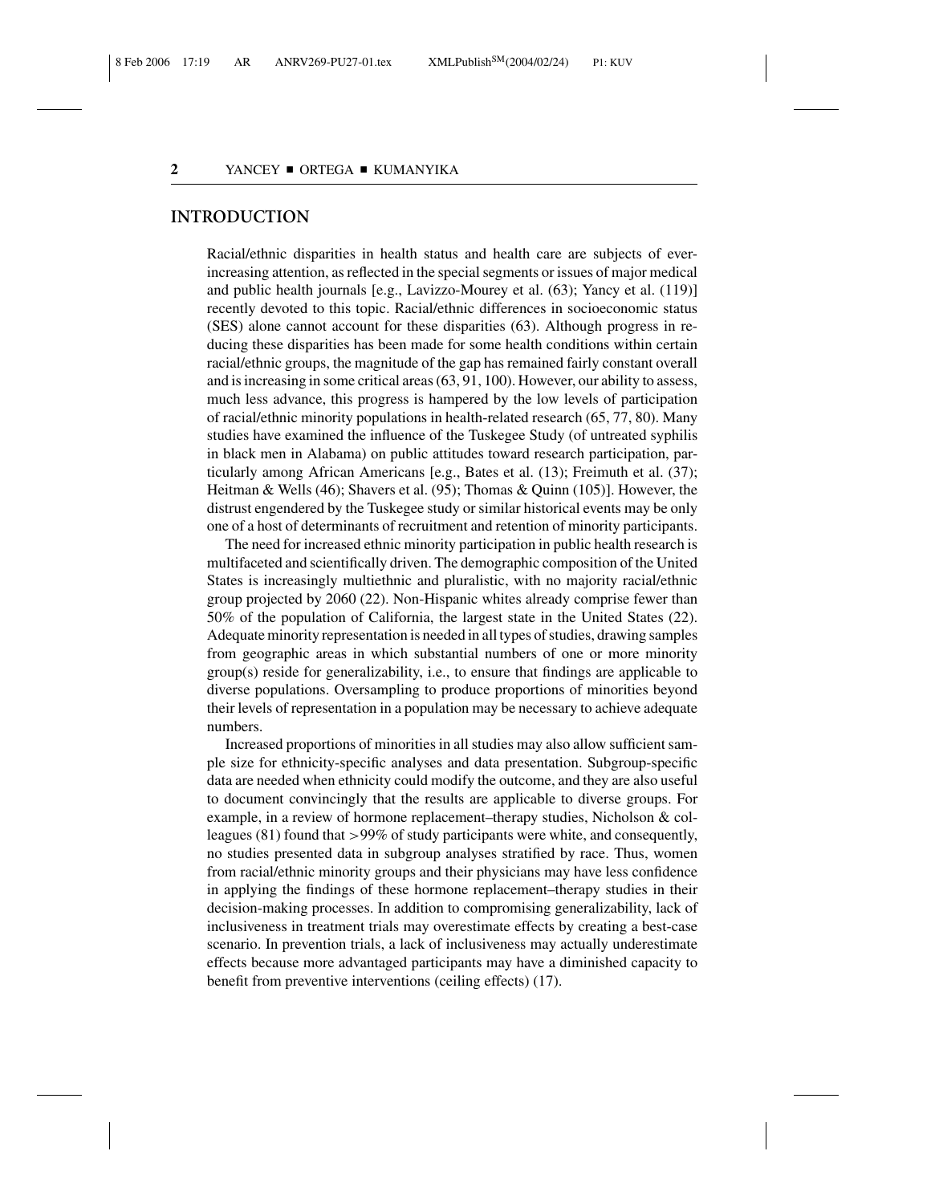## INTRODUCTION

Racial/ethnic disparities in health status and health care are subjects of ever-increasing attention, as reflected in the special segments or issues of major medical and public health journals [e.g., Lavizzo-Mourey et al. (63); Yancy et al. (119)] recently devoted to this topic. Racial/ethnic differences in socioeconomic status (SES) alone cannot account for these disparities (63). Although progress in reducing these disparities has been made for some health conditions within certain racial/ethnic groups, the magnitude of the gap has remained fairly constant overall and is increasing in some critical areas (63, 91, 100). However, our ability to assess, much less advance, this progress is hampered by the low levels of participation of racial/ethnic minority populations in health-related research (65, 77, 80). Many studies have examined the influence of the Tuskegee Study (of untreated syphilis in black men in Alabama) on public attitudes toward research participation, particularly among African Americans [e.g., Bates et al. (13); Freimuth et al. (37); Heitman & Wells (46); Shavers et al. (95); Thomas & Quinn (105)]. However, the distrust engendered by the Tuskegee study or similar historical events may be only one of a host of determinants of recruitment and retention of minority participants.

The need for increased ethnic minority participation in public health research is multifaceted and scientifically driven. The demographic composition of the United States is increasingly multiethnic and pluralistic, with no majority racial/ethnic group projected by 2060 (22). Non-Hispanic whites already comprise fewer than 50% of the population of California, the largest state in the United States (22). Adequate minority representation is needed in all types of studies, drawing samples from geographic areas in which substantial numbers of one or more minority group(s) reside for generalizability, i.e., to ensure that findings are applicable to diverse populations. Oversampling to produce proportions of minorities beyond their levels of representation in a population may be necessary to achieve adequate numbers.

Increased proportions of minorities in all studies may also allow sufficient sample size for ethnicity-specific analyses and data presentation. Subgroup-specific data are needed when ethnicity could modify the outcome, and they are also useful to document convincingly that the results are applicable to diverse groups. For example, in a review of hormone replacement–therapy studies, Nicholson & colleagues (81) found that >99% of study participants were white, and consequently, no studies presented data in subgroup analyses stratified by race. Thus, women from racial/ethnic minority groups and their physicians may have less confidence in applying the findings of these hormone replacement–therapy studies in their decision-making processes. In addition to compromising generalizability, lack of inclusiveness in treatment trials may overestimate effects by creating a best-case scenario. In prevention trials, a lack of inclusiveness may actually underestimate effects because more advantaged participants may have a diminished capacity to benefit from preventive interventions (ceiling effects) (17).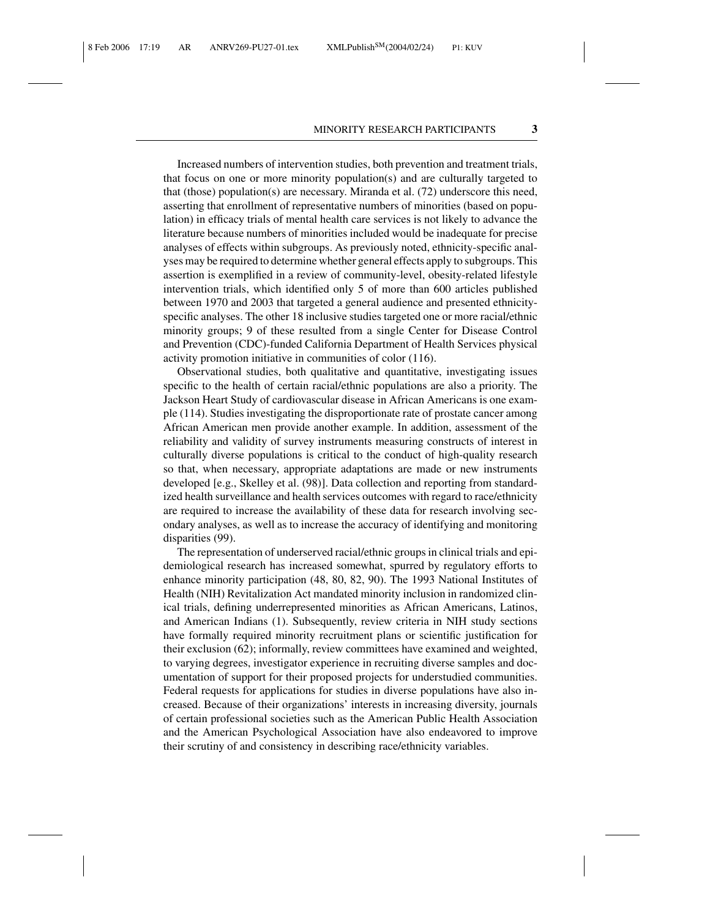Increased numbers of intervention studies, both prevention and treatment trials, that focus on one or more minority population(s) and are culturally targeted to that (those) population(s) are necessary. Miranda et al. (72) underscore this need, asserting that enrollment of representative numbers of minorities (based on population) in efficacy trials of mental health care services is not likely to advance the literature because numbers of minorities included would be inadequate for precise analyses of effects within subgroups. As previously noted, ethnicity-specific analyses may be required to determine whether general effects apply to subgroups. This assertion is exemplified in a review of community-level, obesity-related lifestyle intervention trials, which identified only 5 of more than 600 articles published between 1970 and 2003 that targeted a general audience and presented ethnicity-specific analyses. The other 18 inclusive studies targeted one or more racial/ethnic minority groups; 9 of these resulted from a single Center for Disease Control and Prevention (CDC)-funded California Department of Health Services physical activity promotion initiative in communities of color (116).

Observational studies, both qualitative and quantitative, investigating issues specific to the health of certain racial/ethnic populations are also a priority. The Jackson Heart Study of cardiovascular disease in African Americans is one example (114). Studies investigating the disproportionate rate of prostate cancer among African American men provide another example. In addition, assessment of the reliability and validity of survey instruments measuring constructs of interest in culturally diverse populations is critical to the conduct of high-quality research so that, when necessary, appropriate adaptations are made or new instruments developed [e.g., Skelley et al. (98)]. Data collection and reporting from standardized health surveillance and health services outcomes with regard to race/ethnicity are required to increase the availability of these data for research involving secondary analyses, as well as to increase the accuracy of identifying and monitoring disparities (99).

The representation of underserved racial/ethnic groups in clinical trials and epidemiological research has increased somewhat, spurred by regulatory efforts to enhance minority participation (48, 80, 82, 90). The 1993 National Institutes of Health (NIH) Revitalization Act mandated minority inclusion in randomized clinical trials, defining underrepresented minorities as African Americans, Latinos, and American Indians (1). Subsequently, review criteria in NIH study sections have formally required minority recruitment plans or scientific justification for their exclusion (62); informally, review committees have examined and weighted, to varying degrees, investigator experience in recruiting diverse samples and documentation of support for their proposed projects for understudied communities. Federal requests for applications for studies in diverse populations have also increased. Because of their organizations' interests in increasing diversity, journals of certain professional societies such as the American Public Health Association and the American Psychological Association have also endeavored to improve their scrutiny of and consistency in describing race/ethnicity variables.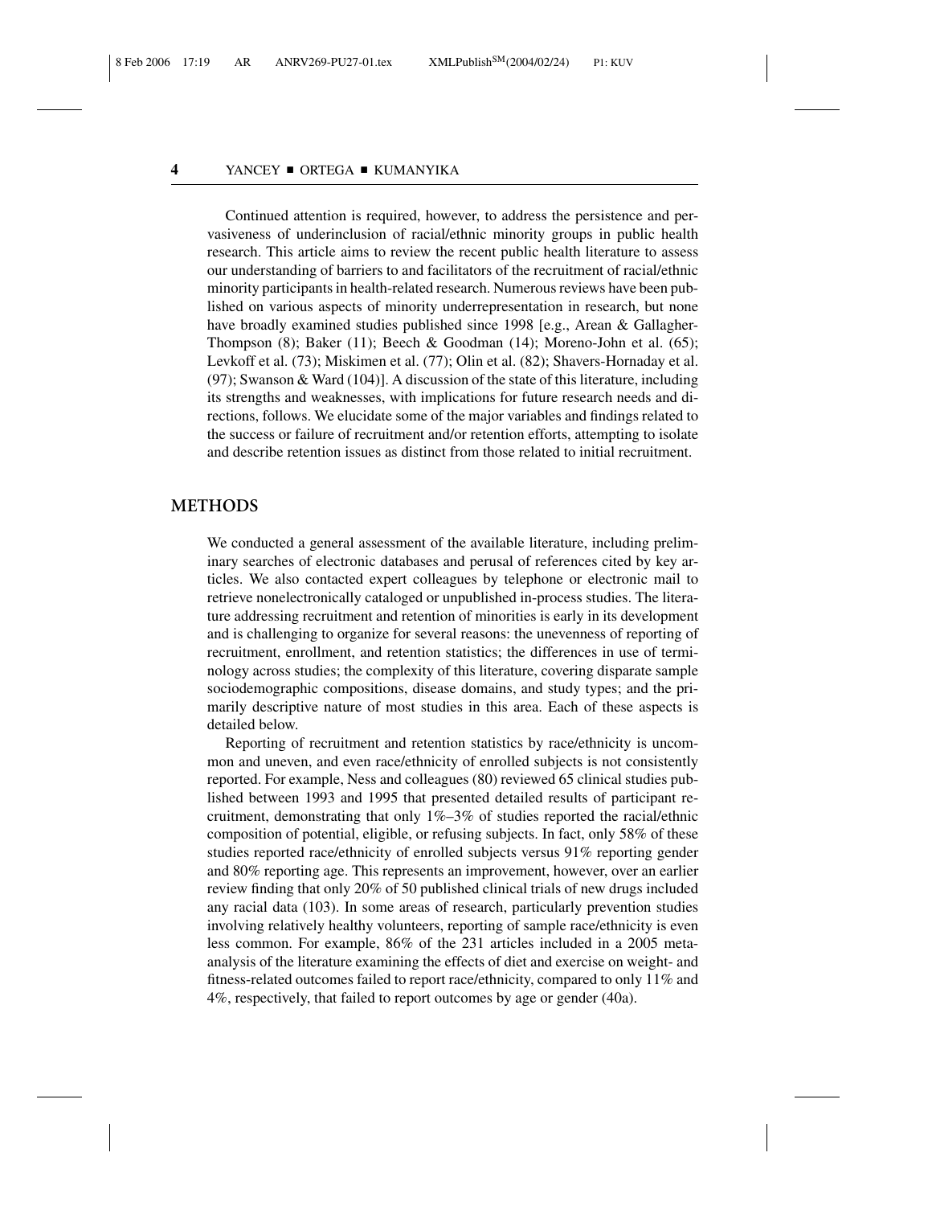Continued attention is required, however, to address the persistence and pervasiveness of underinclusion of racial/ethnic minority groups in public health research. This article aims to review the recent public health literature to assess our understanding of barriers to and facilitators of the recruitment of racial/ethnic minority participants in health-related research. Numerous reviews have been published on various aspects of minority underrepresentation in research, but none have broadly examined studies published since 1998 [e.g., Arean & Gallagher-Thompson (8); Baker (11); Beech & Goodman (14); Moreno-John et al. (65); Levkoff et al. (73); Miskimen et al. (77); Olin et al. (82); Shavers-Hornaday et al. (97); Swanson & Ward (104)]. A discussion of the state of this literature, including its strengths and weaknesses, with implications for future research needs and directions, follows. We elucidate some of the major variables and findings related to the success or failure of recruitment and/or retention efforts, attempting to isolate and describe retention issues as distinct from those related to initial recruitment.

## METHODS

We conducted a general assessment of the available literature, including preliminary searches of electronic databases and perusal of references cited by key articles. We also contacted expert colleagues by telephone or electronic mail to retrieve nonelectronically cataloged or unpublished in-process studies. The literature addressing recruitment and retention of minorities is early in its development and is challenging to organize for several reasons: the unevenness of reporting of recruitment, enrollment, and retention statistics; the differences in use of terminology across studies; the complexity of this literature, covering disparate sample sociodemographic compositions, disease domains, and study types; and the primarily descriptive nature of most studies in this area. Each of these aspects is detailed below.

Reporting of recruitment and retention statistics by race/ethnicity is uncommon and uneven, and even race/ethnicity of enrolled subjects is not consistently reported. For example, Ness and colleagues (80) reviewed 65 clinical studies published between 1993 and 1995 that presented detailed results of participant recruitment, demonstrating that only 1%–3% of studies reported the racial/ethnic composition of potential, eligible, or refusing subjects. In fact, only 58% of these studies reported race/ethnicity of enrolled subjects versus 91% reporting gender and 80% reporting age. This represents an improvement, however, over an earlier review finding that only 20% of 50 published clinical trials of new drugs included any racial data (103). In some areas of research, particularly prevention studies involving relatively healthy volunteers, reporting of sample race/ethnicity is even less common. For example, 86% of the 231 articles included in a 2005 meta-analysis of the literature examining the effects of diet and exercise on weight- and fitness-related outcomes failed to report race/ethnicity, compared to only 11% and 4%, respectively, that failed to report outcomes by age or gender (40a).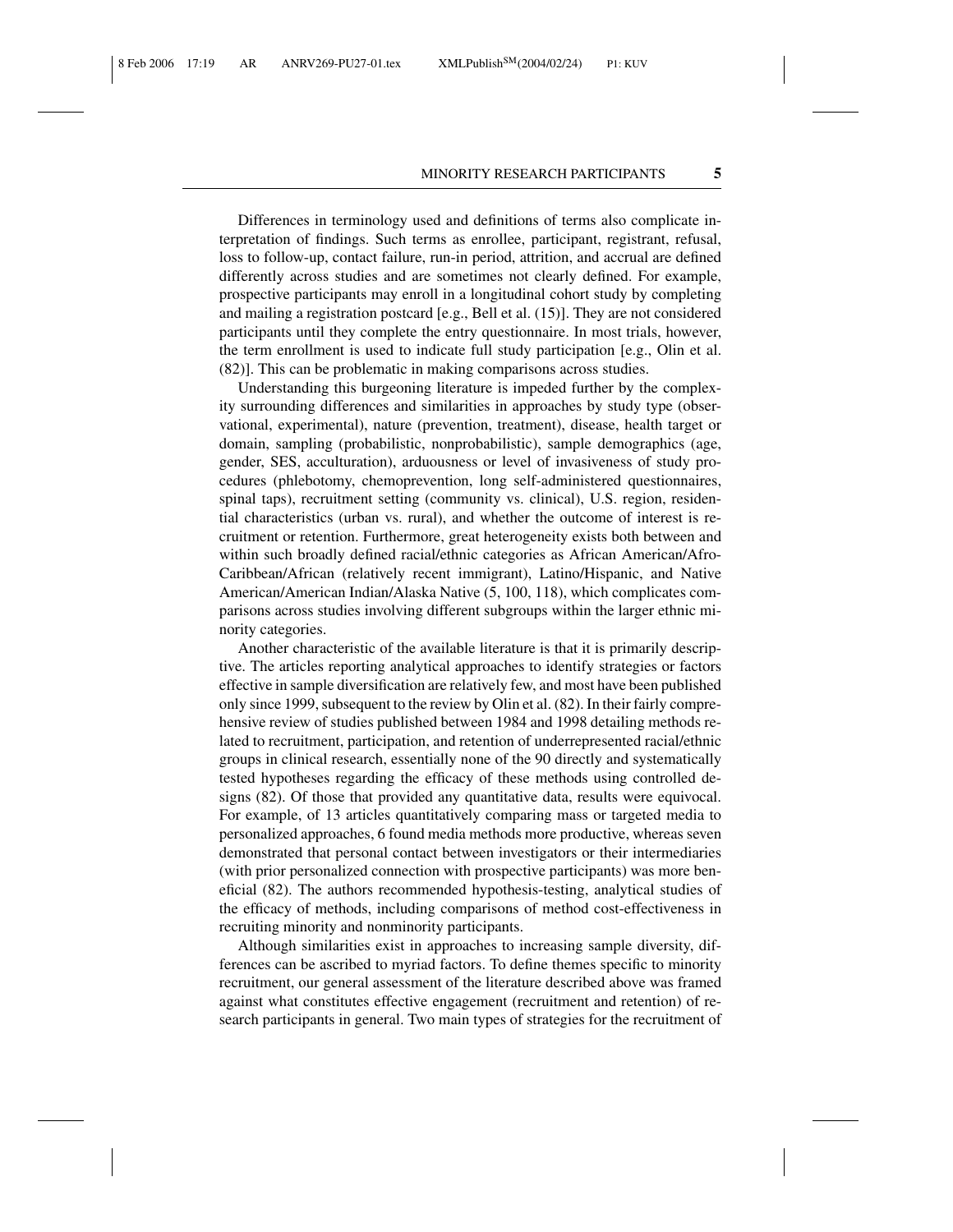Differences in terminology used and definitions of terms also complicate interpretation of findings. Such terms as enrollee, participant, registrant, refusal, loss to follow-up, contact failure, run-in period, attrition, and accrual are defined differently across studies and are sometimes not clearly defined. For example, prospective participants may enroll in a longitudinal cohort study by completing and mailing a registration postcard [e.g., Bell et al. (15)]. They are not considered participants until they complete the entry questionnaire. In most trials, however, the term enrollment is used to indicate full study participation [e.g., Olin et al. (82)]. This can be problematic in making comparisons across studies.

Understanding this burgeoning literature is impeded further by the complexity surrounding differences and similarities in approaches by study type (observational, experimental), nature (prevention, treatment), disease, health target or domain, sampling (probabilistic, nonprobabilistic), sample demographics (age, gender, SES, acculturation), arduousness or level of invasiveness of study procedures (phlebotomy, chemoprevention, long self-administered questionnaires, spinal taps), recruitment setting (community vs. clinical), U.S. region, residential characteristics (urban vs. rural), and whether the outcome of interest is recruitment or retention. Furthermore, great heterogeneity exists both between and within such broadly defined racial/ethnic categories as African American/Afro-Caribbean/African (relatively recent immigrant), Latino/Hispanic, and Native American/American Indian/Alaska Native (5, 100, 118), which complicates comparisons across studies involving different subgroups within the larger ethnic minority categories.

Another characteristic of the available literature is that it is primarily descriptive. The articles reporting analytical approaches to identify strategies or factors effective in sample diversification are relatively few, and most have been published only since 1999, subsequent to the review by Olin et al. (82). In their fairly comprehensive review of studies published between 1984 and 1998 detailing methods related to recruitment, participation, and retention of underrepresented racial/ethnic groups in clinical research, essentially none of the 90 directly and systematically tested hypotheses regarding the efficacy of these methods using controlled designs (82). Of those that provided any quantitative data, results were equivocal. For example, of 13 articles quantitatively comparing mass or targeted media to personalized approaches, 6 found media methods more productive, whereas seven demonstrated that personal contact between investigators or their intermediaries (with prior personalized connection with prospective participants) was more beneficial (82). The authors recommended hypothesis-testing, analytical studies of the efficacy of methods, including comparisons of method cost-effectiveness in recruiting minority and nonminority participants.

Although similarities exist in approaches to increasing sample diversity, differences can be ascribed to myriad factors. To define themes specific to minority recruitment, our general assessment of the literature described above was framed against what constitutes effective engagement (recruitment and retention) of research participants in general. Two main types of strategies for the recruitment of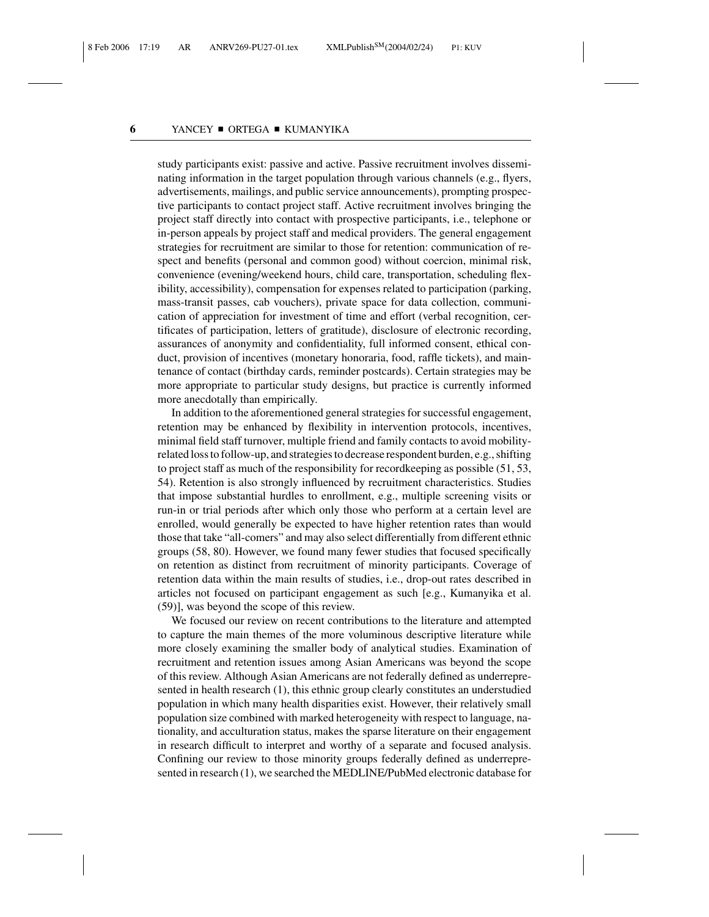study participants exist: passive and active. Passive recruitment involves disseminating information in the target population through various channels (e.g., flyers, advertisements, mailings, and public service announcements), prompting prospective participants to contact project staff. Active recruitment involves bringing the project staff directly into contact with prospective participants, i.e., telephone or in-person appeals by project staff and medical providers. The general engagement strategies for recruitment are similar to those for retention: communication of respect and benefits (personal and common good) without coercion, minimal risk, convenience (evening/weekend hours, child care, transportation, scheduling flexibility, accessibility), compensation for expenses related to participation (parking, mass-transit passes, cab vouchers), private space for data collection, communication of appreciation for investment of time and effort (verbal recognition, certificates of participation, letters of gratitude), disclosure of electronic recording, assurances of anonymity and confidentiality, full informed consent, ethical conduct, provision of incentives (monetary honoraria, food, raffle tickets), and maintenance of contact (birthday cards, reminder postcards). Certain strategies may be more appropriate to particular study designs, but practice is currently informed more anecdotally than empirically.

In addition to the aforementioned general strategies for successful engagement, retention may be enhanced by flexibility in intervention protocols, incentives, minimal field staff turnover, multiple friend and family contacts to avoid mobility-related loss to follow-up, and strategies to decrease respondent burden, e.g., shifting to project staff as much of the responsibility for recordkeeping as possible (51, 53, 54). Retention is also strongly influenced by recruitment characteristics. Studies that impose substantial hurdles to enrollment, e.g., multiple screening visits or run-in or trial periods after which only those who perform at a certain level are enrolled, would generally be expected to have higher retention rates than would those that take "all-comers" and may also select differentially from different ethnic groups (58, 80). However, we found many fewer studies that focused specifically on retention as distinct from recruitment of minority participants. Coverage of retention data within the main results of studies, i.e., drop-out rates described in articles not focused on participant engagement as such [e.g., Kumanyika et al. (59)], was beyond the scope of this review.

We focused our review on recent contributions to the literature and attempted to capture the main themes of the more voluminous descriptive literature while more closely examining the smaller body of analytical studies. Examination of recruitment and retention issues among Asian Americans was beyond the scope of this review. Although Asian Americans are not federally defined as underrepresented in health research (1), this ethnic group clearly constitutes an understudied population in which many health disparities exist. However, their relatively small population size combined with marked heterogeneity with respect to language, nationality, and acculturation status, makes the sparse literature on their engagement in research difficult to interpret and worthy of a separate and focused analysis. Confining our review to those minority groups federally defined as underrepresented in research (1), we searched the MEDLINE/PubMed electronic database for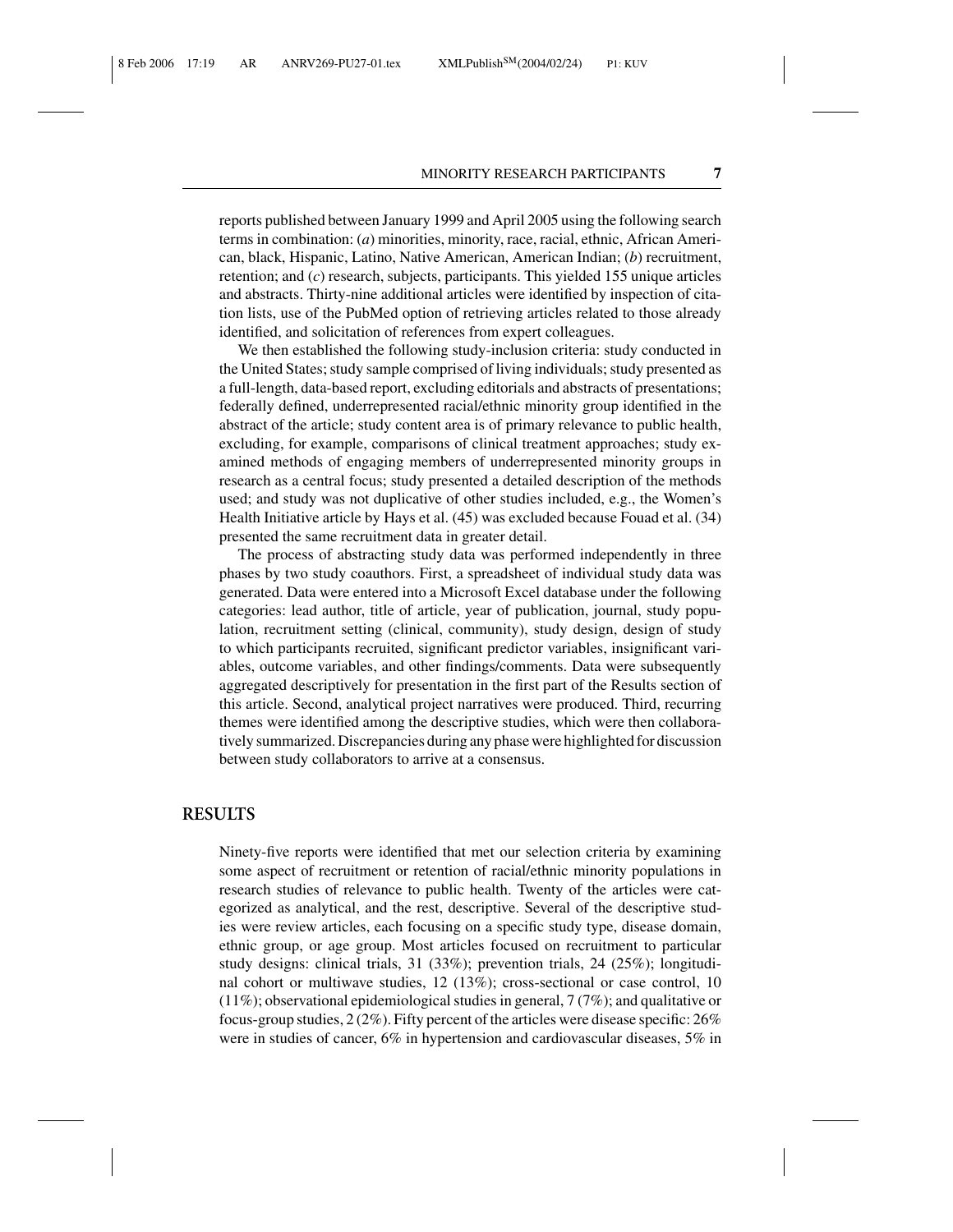reports published between January 1999 and April 2005 using the following search terms in combination: (*a*) minorities, minority, race, racial, ethnic, African American, black, Hispanic, Latino, Native American, American Indian; (*b*) recruitment, retention; and (*c*) research, subjects, participants. This yielded 155 unique articles and abstracts. Thirty-nine additional articles were identified by inspection of citation lists, use of the PubMed option of retrieving articles related to those already identified, and solicitation of references from expert colleagues.

We then established the following study-inclusion criteria: study conducted in the United States; study sample comprised of living individuals; study presented as a full-length, data-based report, excluding editorials and abstracts of presentations; federally defined, underrepresented racial/ethnic minority group identified in the abstract of the article; study content area is of primary relevance to public health, excluding, for example, comparisons of clinical treatment approaches; study examined methods of engaging members of underrepresented minority groups in research as a central focus; study presented a detailed description of the methods used; and study was not duplicative of other studies included, e.g., the Women's Health Initiative article by Hays et al. (45) was excluded because Fouad et al. (34) presented the same recruitment data in greater detail.

The process of abstracting study data was performed independently in three phases by two study coauthors. First, a spreadsheet of individual study data was generated. Data were entered into a Microsoft Excel database under the following categories: lead author, title of article, year of publication, journal, study population, recruitment setting (clinical, community), study design, design of study to which participants recruited, significant predictor variables, insignificant variables, outcome variables, and other findings/comments. Data were subsequently aggregated descriptively for presentation in the first part of the Results section of this article. Second, analytical project narratives were produced. Third, recurring themes were identified among the descriptive studies, which were then collaboratively summarized. Discrepancies during any phase were highlighted for discussion between study collaborators to arrive at a consensus.

## RESULTS

Ninety-five reports were identified that met our selection criteria by examining some aspect of recruitment or retention of racial/ethnic minority populations in research studies of relevance to public health. Twenty of the articles were categorized as analytical, and the rest, descriptive. Several of the descriptive studies were review articles, each focusing on a specific study type, disease domain, ethnic group, or age group. Most articles focused on recruitment to particular study designs: clinical trials, 31 (33%); prevention trials, 24 (25%); longitudinal cohort or multiwave studies, 12 (13%); cross-sectional or case control, 10 (11%); observational epidemiological studies in general, 7 (7%); and qualitative or focus-group studies, 2 (2%). Fifty percent of the articles were disease specific: 26% were in studies of cancer, 6% in hypertension and cardiovascular diseases, 5% in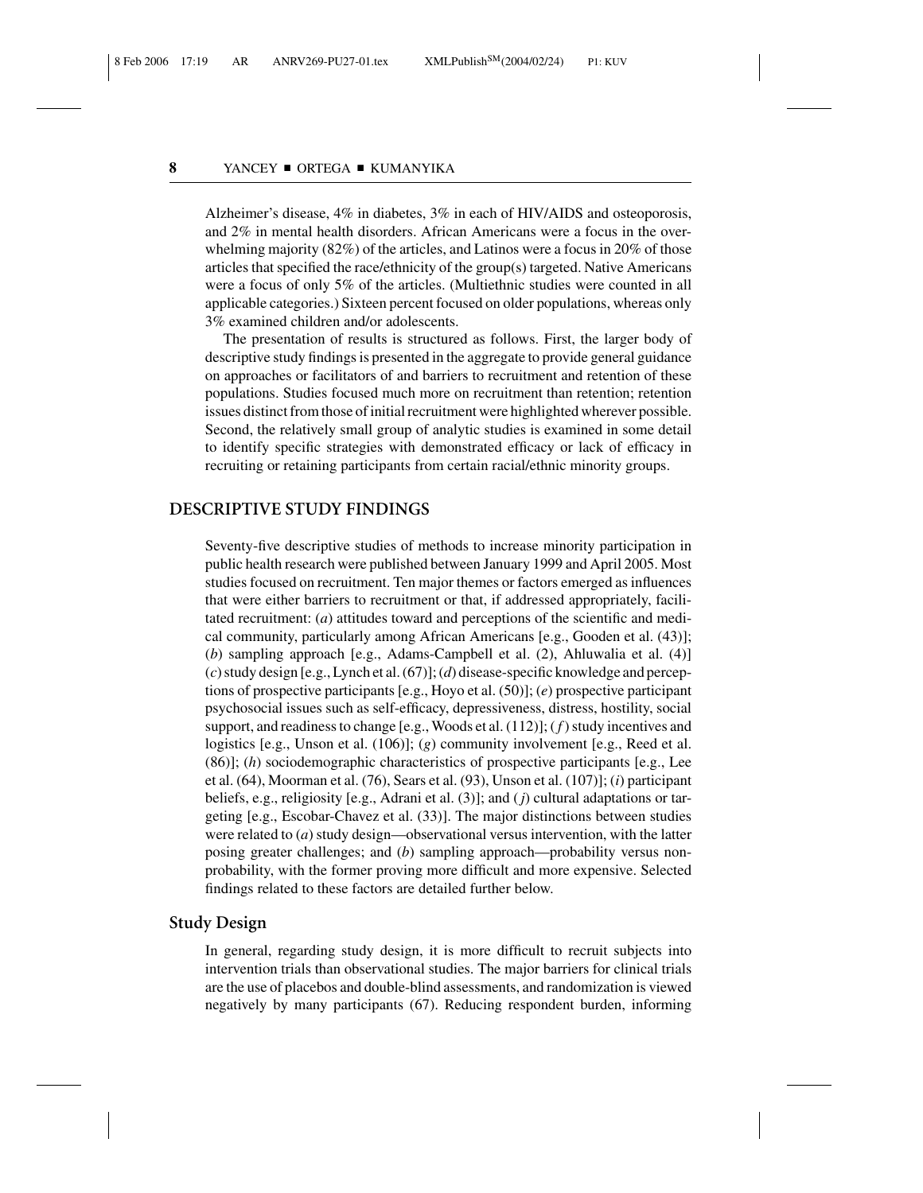Alzheimer's disease, 4% in diabetes, 3% in each of HIV/AIDS and osteoporosis, and 2% in mental health disorders. African Americans were a focus in the overwhelming majority (82%) of the articles, and Latinos were a focus in 20% of those articles that specified the race/ethnicity of the group(s) targeted. Native Americans were a focus of only 5% of the articles. (Multiethnic studies were counted in all applicable categories.) Sixteen percent focused on older populations, whereas only 3% examined children and/or adolescents.

The presentation of results is structured as follows. First, the larger body of descriptive study findings is presented in the aggregate to provide general guidance on approaches or facilitators of and barriers to recruitment and retention of these populations. Studies focused much more on recruitment than retention; retention issues distinct from those of initial recruitment were highlighted wherever possible. Second, the relatively small group of analytic studies is examined in some detail to identify specific strategies with demonstrated efficacy or lack of efficacy in recruiting or retaining participants from certain racial/ethnic minority groups.

## DESCRIPTIVE STUDY FINDINGS

Seventy-five descriptive studies of methods to increase minority participation in public health research were published between January 1999 and April 2005. Most studies focused on recruitment. Ten major themes or factors emerged as influences that were either barriers to recruitment or that, if addressed appropriately, facilitated recruitment: (*a*) attitudes toward and perceptions of the scientific and medical community, particularly among African Americans [e.g., Gooden et al. (43)]; (*b*) sampling approach [e.g., Adams-Campbell et al. (2), Ahluwalia et al. (4)] (*c*) study design [e.g., Lynch et al. (67)]; (*d*) disease-specific knowledge and perceptions of prospective participants [e.g., Hoyo et al. (50)]; (*e*) prospective participant psychosocial issues such as self-efficacy, depressiveness, distress, hostility, social support, and readiness to change [e.g., Woods et al. (112)]; (*f*) study incentives and logistics [e.g., Unson et al. (106)]; (*g*) community involvement [e.g., Reed et al. (86)]; (*h*) sociodemographic characteristics of prospective participants [e.g., Lee et al. (64), Moorman et al. (76), Sears et al. (93), Unson et al. (107)]; (*i*) participant beliefs, e.g., religiosity [e.g., Adrani et al. (3)]; and (*j*) cultural adaptations or targeting [e.g., Escobar-Chavez et al. (33)]. The major distinctions between studies were related to (*a*) study design—observational versus intervention, with the latter posing greater challenges; and (*b*) sampling approach—probability versus nonprobability, with the former proving more difficult and more expensive. Selected findings related to these factors are detailed further below.

### Study Design

In general, regarding study design, it is more difficult to recruit subjects into intervention trials than observational studies. The major barriers for clinical trials are the use of placebos and double-blind assessments, and randomization is viewed negatively by many participants (67). Reducing respondent burden, informing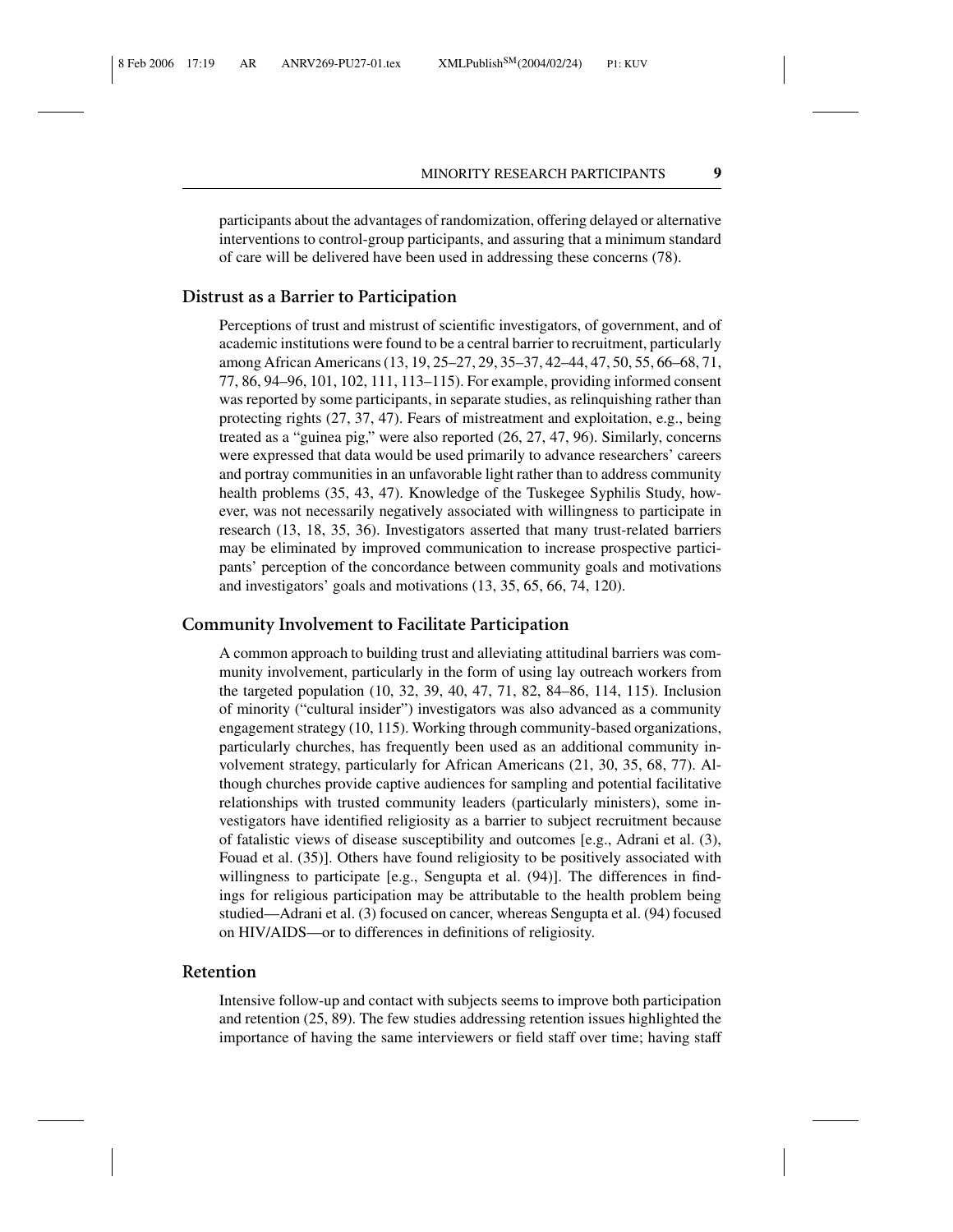participants about the advantages of randomization, offering delayed or alternative interventions to control-group participants, and assuring that a minimum standard of care will be delivered have been used in addressing these concerns (78).

## Distrust as a Barrier to Participation

Perceptions of trust and mistrust of scientific investigators, of government, and of academic institutions were found to be a central barrier to recruitment, particularly among African Americans (13, 19, 25–27, 29, 35–37, 42–44, 47, 50, 55, 66–68, 71, 77, 86, 94–96, 101, 102, 111, 113–115). For example, providing informed consent was reported by some participants, in separate studies, as relinquishing rather than protecting rights (27, 37, 47). Fears of mistreatment and exploitation, e.g., being treated as a "guinea pig," were also reported (26, 27, 47, 96). Similarly, concerns were expressed that data would be used primarily to advance researchers' careers and portray communities in an unfavorable light rather than to address community health problems (35, 43, 47). Knowledge of the Tuskegee Syphilis Study, however, was not necessarily negatively associated with willingness to participate in research (13, 18, 35, 36). Investigators asserted that many trust-related barriers may be eliminated by improved communication to increase prospective participants' perception of the concordance between community goals and motivations and investigators' goals and motivations (13, 35, 65, 66, 74, 120).

## Community Involvement to Facilitate Participation

A common approach to building trust and alleviating attitudinal barriers was community involvement, particularly in the form of using lay outreach workers from the targeted population (10, 32, 39, 40, 47, 71, 82, 84–86, 114, 115). Inclusion of minority ("cultural insider") investigators was also advanced as a community engagement strategy (10, 115). Working through community-based organizations, particularly churches, has frequently been used as an additional community involvement strategy, particularly for African Americans (21, 30, 35, 68, 77). Although churches provide captive audiences for sampling and potential facilitative relationships with trusted community leaders (particularly ministers), some investigators have identified religiosity as a barrier to subject recruitment because of fatalistic views of disease susceptibility and outcomes [e.g., Adrani et al. (3), Fouad et al. (35)]. Others have found religiosity to be positively associated with willingness to participate [e.g., Sengupta et al. (94)]. The differences in findings for religious participation may be attributable to the health problem being studied—Adrani et al. (3) focused on cancer, whereas Sengupta et al. (94) focused on HIV/AIDS—or to differences in definitions of religiosity.

## Retention

Intensive follow-up and contact with subjects seems to improve both participation and retention (25, 89). The few studies addressing retention issues highlighted the importance of having the same interviewers or field staff over time; having staff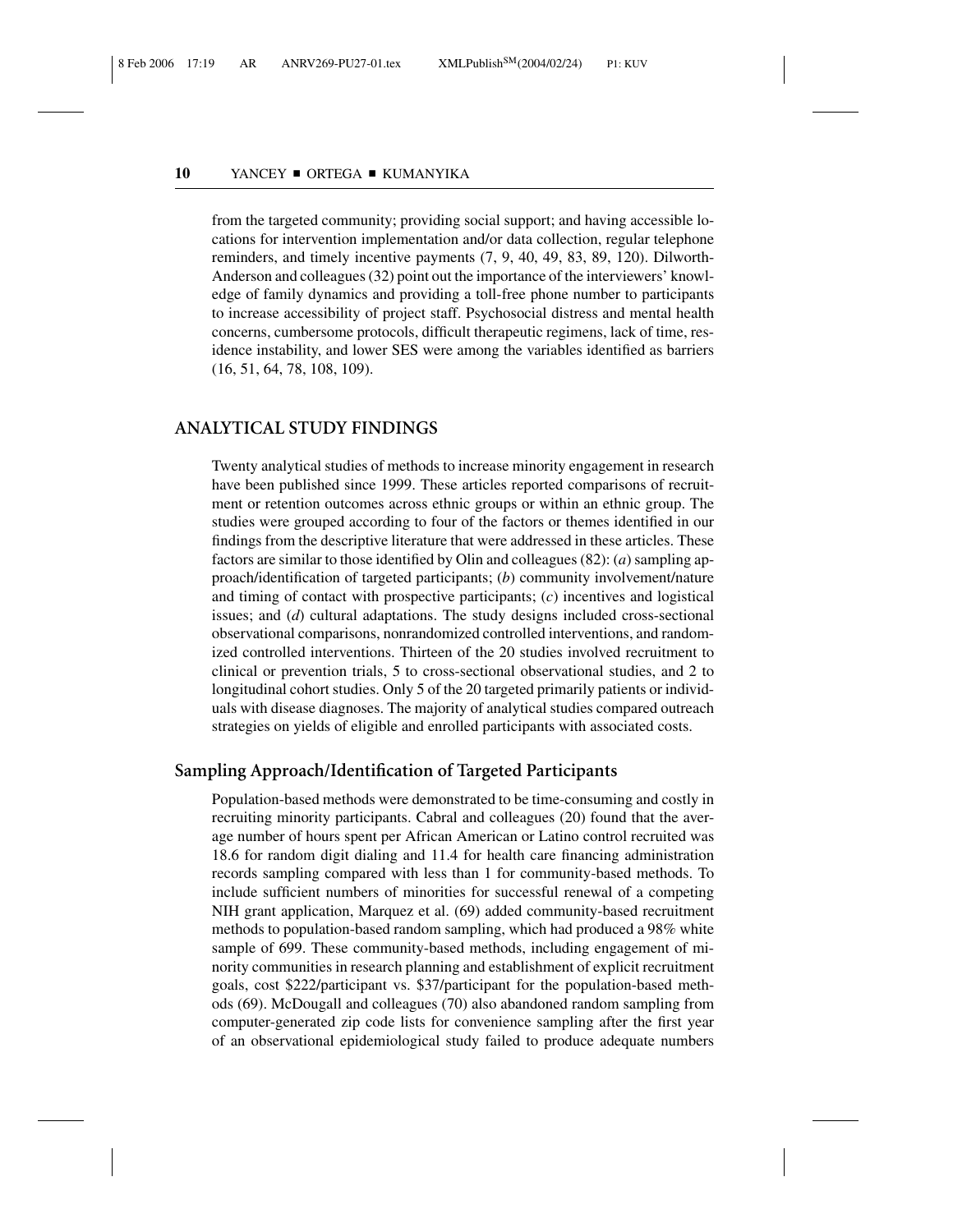from the targeted community; providing social support; and having accessible locations for intervention implementation and/or data collection, regular telephone reminders, and timely incentive payments (7, 9, 40, 49, 83, 89, 120). Dilworth-Anderson and colleagues (32) point out the importance of the interviewers' knowledge of family dynamics and providing a toll-free phone number to participants to increase accessibility of project staff. Psychosocial distress and mental health concerns, cumbersome protocols, difficult therapeutic regimens, lack of time, residence instability, and lower SES were among the variables identified as barriers (16, 51, 64, 78, 108, 109).

## ANALYTICAL STUDY FINDINGS

Twenty analytical studies of methods to increase minority engagement in research have been published since 1999. These articles reported comparisons of recruitment or retention outcomes across ethnic groups or within an ethnic group. The studies were grouped according to four of the factors or themes identified in our findings from the descriptive literature that were addressed in these articles. These factors are similar to those identified by Olin and colleagues (82): (*a*) sampling approach/identification of targeted participants; (*b*) community involvement/nature and timing of contact with prospective participants; (*c*) incentives and logistical issues; and (*d*) cultural adaptations. The study designs included cross-sectional observational comparisons, nonrandomized controlled interventions, and randomized controlled interventions. Thirteen of the 20 studies involved recruitment to clinical or prevention trials, 5 to cross-sectional observational studies, and 2 to longitudinal cohort studies. Only 5 of the 20 targeted primarily patients or individuals with disease diagnoses. The majority of analytical studies compared outreach strategies on yields of eligible and enrolled participants with associated costs.

### Sampling Approach/Identification of Targeted Participants

Population-based methods were demonstrated to be time-consuming and costly in recruiting minority participants. Cabral and colleagues (20) found that the average number of hours spent per African American or Latino control recruited was 18.6 for random digit dialing and 11.4 for health care financing administration records sampling compared with less than 1 for community-based methods. To include sufficient numbers of minorities for successful renewal of a competing NIH grant application, Marquez et al. (69) added community-based recruitment methods to population-based random sampling, which had produced a 98% white sample of 699. These community-based methods, including engagement of minority communities in research planning and establishment of explicit recruitment goals, cost $222/participant vs. $37/participant for the population-based methods (69). McDougall and colleagues (70) also abandoned random sampling from computer-generated zip code lists for convenience sampling after the first year of an observational epidemiological study failed to produce adequate numbers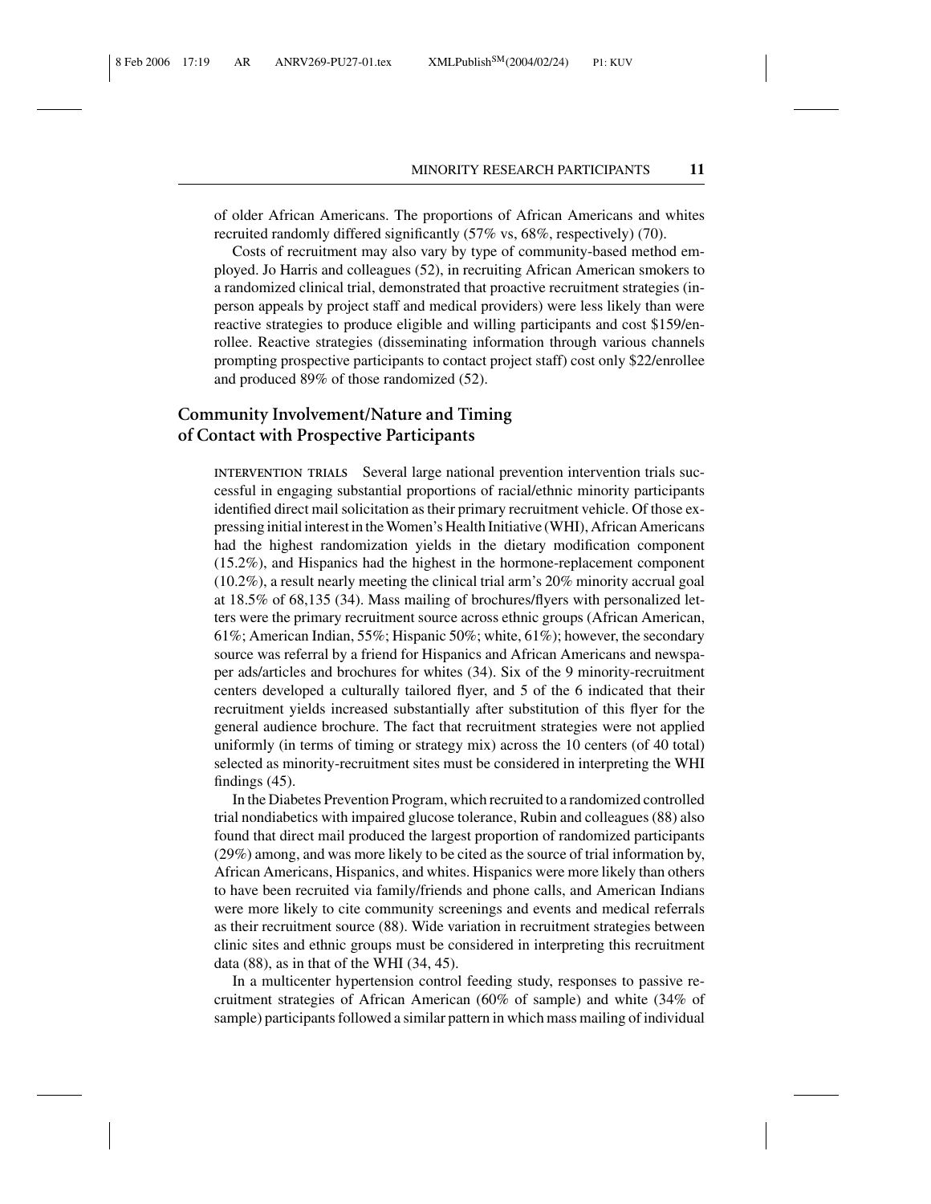of older African Americans. The proportions of African Americans and whites recruited randomly differed significantly (57% vs, 68%, respectively) (70).

Costs of recruitment may also vary by type of community-based method employed. Jo Harris and colleagues (52), in recruiting African American smokers to a randomized clinical trial, demonstrated that proactive recruitment strategies (in-person appeals by project staff and medical providers) were less likely than were reactive strategies to produce eligible and willing participants and cost $159/enrollee. Reactive strategies (disseminating information through various channels prompting prospective participants to contact project staff) cost only $22/enrollee and produced 89% of those randomized (52).

## Community Involvement/Nature and Timing of Contact with Prospective Participants

**INTERVENTION TRIALS** Several large national prevention intervention trials successful in engaging substantial proportions of racial/ethnic minority participants identified direct mail solicitation as their primary recruitment vehicle. Of those expressing initial interest in the Women's Health Initiative (WHI), African Americans had the highest randomization yields in the dietary modification component (15.2%), and Hispanics had the highest in the hormone-replacement component (10.2%), a result nearly meeting the clinical trial arm's 20% minority accrual goal at 18.5% of 68,135 (34). Mass mailing of brochures/flyers with personalized letters were the primary recruitment source across ethnic groups (African American, 61%; American Indian, 55%; Hispanic 50%; white, 61%); however, the secondary source was referral by a friend for Hispanics and African Americans and newspaper ads/articles and brochures for whites (34). Six of the 9 minority-recruitment centers developed a culturally tailored flyer, and 5 of the 6 indicated that their recruitment yields increased substantially after substitution of this flyer for the general audience brochure. The fact that recruitment strategies were not applied uniformly (in terms of timing or strategy mix) across the 10 centers (of 40 total) selected as minority-recruitment sites must be considered in interpreting the WHI findings (45).

In the Diabetes Prevention Program, which recruited to a randomized controlled trial nondiabetics with impaired glucose tolerance, Rubin and colleagues (88) also found that direct mail produced the largest proportion of randomized participants (29%) among, and was more likely to be cited as the source of trial information by, African Americans, Hispanics, and whites. Hispanics were more likely than others to have been recruited via family/friends and phone calls, and American Indians were more likely to cite community screenings and events and medical referrals as their recruitment source (88). Wide variation in recruitment strategies between clinic sites and ethnic groups must be considered in interpreting this recruitment data (88), as in that of the WHI (34, 45).

In a multicenter hypertension control feeding study, responses to passive recruitment strategies of African American (60% of sample) and white (34% of sample) participants followed a similar pattern in which mass mailing of individual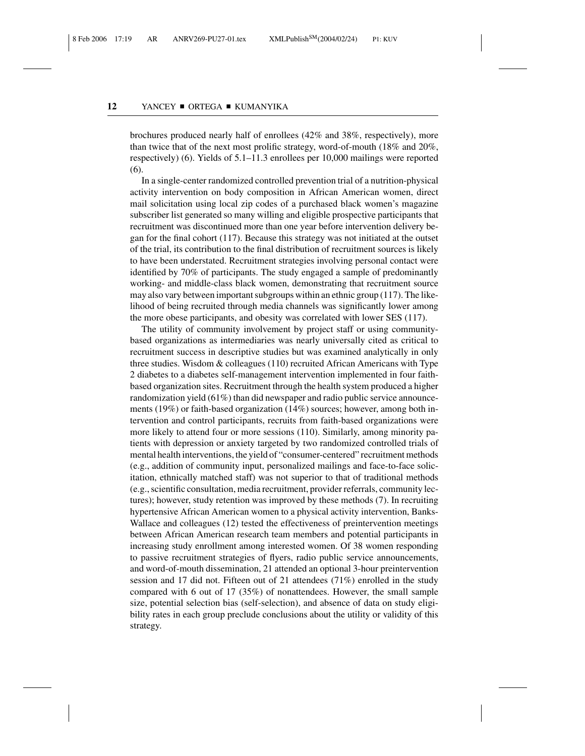brochures produced nearly half of enrollees (42% and 38%, respectively), more than twice that of the next most prolific strategy, word-of-mouth (18% and 20%, respectively) (6). Yields of 5.1–11.3 enrollees per 10,000 mailings were reported (6).

In a single-center randomized controlled prevention trial of a nutrition-physical activity intervention on body composition in African American women, direct mail solicitation using local zip codes of a purchased black women's magazine subscriber list generated so many willing and eligible prospective participants that recruitment was discontinued more than one year before intervention delivery began for the final cohort (117). Because this strategy was not initiated at the outset of the trial, its contribution to the final distribution of recruitment sources is likely to have been understated. Recruitment strategies involving personal contact were identified by 70% of participants. The study engaged a sample of predominantly working- and middle-class black women, demonstrating that recruitment source may also vary between important subgroups within an ethnic group (117). The likelihood of being recruited through media channels was significantly lower among the more obese participants, and obesity was correlated with lower SES (117).

The utility of community involvement by project staff or using community-based organizations as intermediaries was nearly universally cited as critical to recruitment success in descriptive studies but was examined analytically in only three studies. Wisdom & colleagues (110) recruited African Americans with Type 2 diabetes to a diabetes self-management intervention implemented in four faith-based organization sites. Recruitment through the health system produced a higher randomization yield (61%) than did newspaper and radio public service announcements (19%) or faith-based organization (14%) sources; however, among both intervention and control participants, recruits from faith-based organizations were more likely to attend four or more sessions (110). Similarly, among minority patients with depression or anxiety targeted by two randomized controlled trials of mental health interventions, the yield of "consumer-centered" recruitment methods (e.g., addition of community input, personalized mailings and face-to-face solicitation, ethnically matched staff) was not superior to that of traditional methods (e.g., scientific consultation, media recruitment, provider referrals, community lectures); however, study retention was improved by these methods (7). In recruiting hypertensive African American women to a physical activity intervention, Banks-Wallace and colleagues (12) tested the effectiveness of preintervention meetings between African American research team members and potential participants in increasing study enrollment among interested women. Of 38 women responding to passive recruitment strategies of flyers, radio public service announcements, and word-of-mouth dissemination, 21 attended an optional 3-hour preintervention session and 17 did not. Fifteen out of 21 attendees (71%) enrolled in the study compared with 6 out of 17 (35%) of nonattendees. However, the small sample size, potential selection bias (self-selection), and absence of data on study eligibility rates in each group preclude conclusions about the utility or validity of this strategy.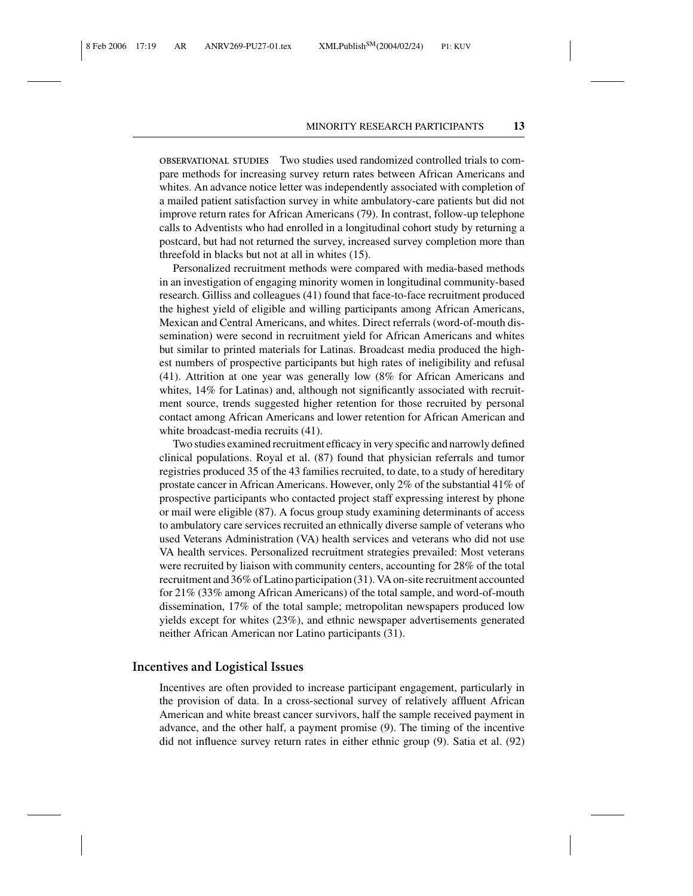**OBSERVATIONAL STUDIES** Two studies used randomized controlled trials to compare methods for increasing survey return rates between African Americans and whites. An advance notice letter was independently associated with completion of a mailed patient satisfaction survey in white ambulatory-care patients but did not improve return rates for African Americans (79). In contrast, follow-up telephone calls to Adventists who had enrolled in a longitudinal cohort study by returning a postcard, but had not returned the survey, increased survey completion more than threefold in blacks but not at all in whites (15).

Personalized recruitment methods were compared with media-based methods in an investigation of engaging minority women in longitudinal community-based research. Gilliss and colleagues (41) found that face-to-face recruitment produced the highest yield of eligible and willing participants among African Americans, Mexican and Central Americans, and whites. Direct referrals (word-of-mouth dissemination) were second in recruitment yield for African Americans and whites but similar to printed materials for Latinas. Broadcast media produced the highest numbers of prospective participants but high rates of ineligibility and refusal (41). Attrition at one year was generally low (8% for African Americans and whites, 14% for Latinas) and, although not significantly associated with recruitment source, trends suggested higher retention for those recruited by personal contact among African Americans and lower retention for African American and white broadcast-media recruits (41).

Two studies examined recruitment efficacy in very specific and narrowly defined clinical populations. Royal et al. (87) found that physician referrals and tumor registries produced 35 of the 43 families recruited, to date, to a study of hereditary prostate cancer in African Americans. However, only 2% of the substantial 41% of prospective participants who contacted project staff expressing interest by phone or mail were eligible (87). A focus group study examining determinants of access to ambulatory care services recruited an ethnically diverse sample of veterans who used Veterans Administration (VA) health services and veterans who did not use VA health services. Personalized recruitment strategies prevailed: Most veterans were recruited by liaison with community centers, accounting for 28% of the total recruitment and 36% of Latino participation (31). VA on-site recruitment accounted for 21% (33% among African Americans) of the total sample, and word-of-mouth dissemination, 17% of the total sample; metropolitan newspapers produced low yields except for whites (23%), and ethnic newspaper advertisements generated neither African American nor Latino participants (31).

## Incentives and Logistical Issues

Incentives are often provided to increase participant engagement, particularly in the provision of data. In a cross-sectional survey of relatively affluent African American and white breast cancer survivors, half the sample received payment in advance, and the other half, a payment promise (9). The timing of the incentive did not influence survey return rates in either ethnic group (9). Satia et al. (92)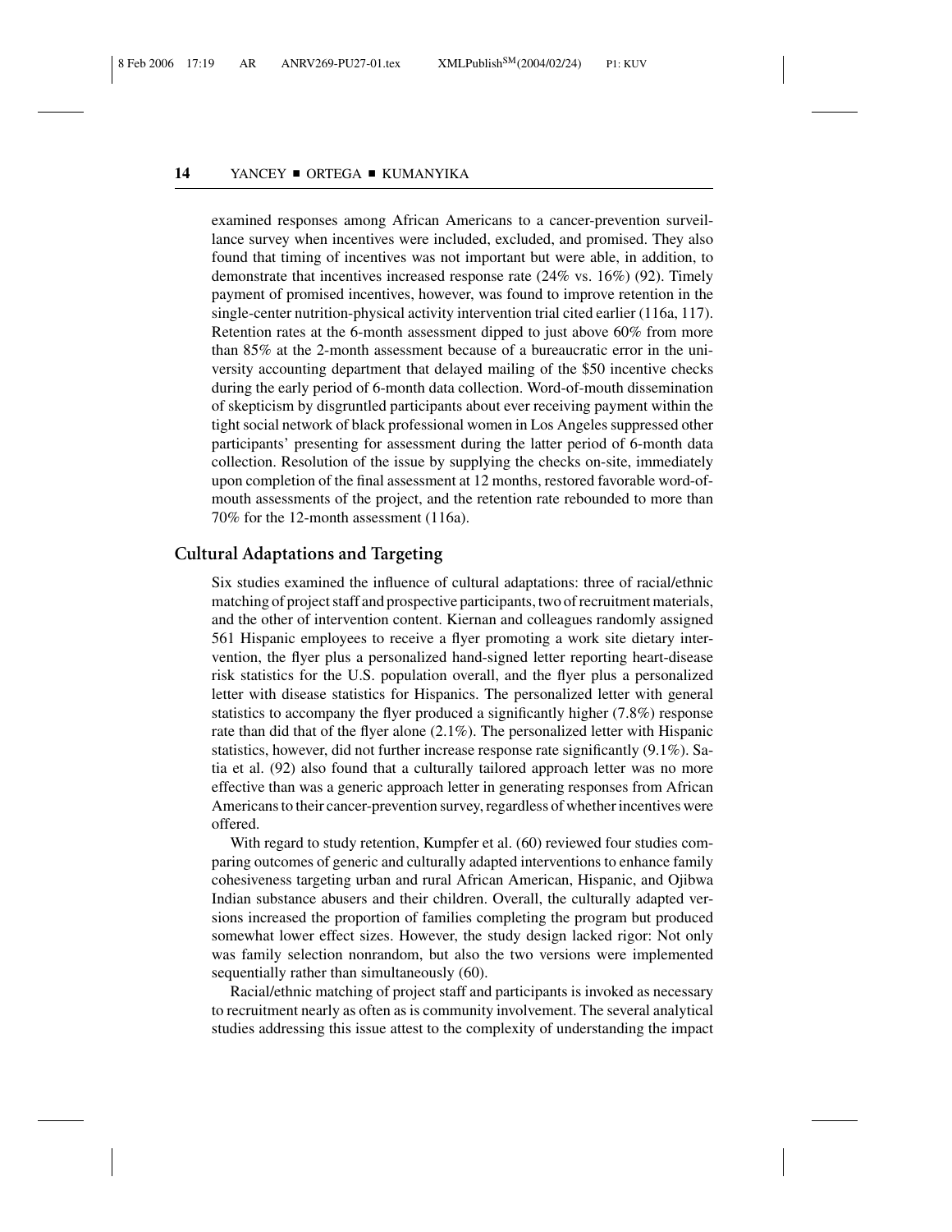examined responses among African Americans to a cancer-prevention surveillance survey when incentives were included, excluded, and promised. They also found that timing of incentives was not important but were able, in addition, to demonstrate that incentives increased response rate (24% vs. 16%) (92). Timely payment of promised incentives, however, was found to improve retention in the single-center nutrition-physical activity intervention trial cited earlier (116a, 117). Retention rates at the 6-month assessment dipped to just above 60% from more than 85% at the 2-month assessment because of a bureaucratic error in the university accounting department that delayed mailing of the $50 incentive checks during the early period of 6-month data collection. Word-of-mouth dissemination of skepticism by disgruntled participants about ever receiving payment within the tight social network of black professional women in Los Angeles suppressed other participants' presenting for assessment during the latter period of 6-month data collection. Resolution of the issue by supplying the checks on-site, immediately upon completion of the final assessment at 12 months, restored favorable word-of-mouth assessments of the project, and the retention rate rebounded to more than 70% for the 12-month assessment (116a).

## Cultural Adaptations and Targeting

Six studies examined the influence of cultural adaptations: three of racial/ethnic matching of project staff and prospective participants, two of recruitment materials, and the other of intervention content. Kiernan and colleagues randomly assigned 561 Hispanic employees to receive a flyer promoting a work site dietary intervention, the flyer plus a personalized hand-signed letter reporting heart-disease risk statistics for the U.S. population overall, and the flyer plus a personalized letter with disease statistics for Hispanics. The personalized letter with general statistics to accompany the flyer produced a significantly higher (7.8%) response rate than did that of the flyer alone (2.1%). The personalized letter with Hispanic statistics, however, did not further increase response rate significantly (9.1%). Satia et al. (92) also found that a culturally tailored approach letter was no more effective than was a generic approach letter in generating responses from African Americans to their cancer-prevention survey, regardless of whether incentives were offered.

With regard to study retention, Kumpfer et al. (60) reviewed four studies comparing outcomes of generic and culturally adapted interventions to enhance family cohesiveness targeting urban and rural African American, Hispanic, and Ojibwa Indian substance abusers and their children. Overall, the culturally adapted versions increased the proportion of families completing the program but produced somewhat lower effect sizes. However, the study design lacked rigor: Not only was family selection nonrandom, but also the two versions were implemented sequentially rather than simultaneously (60).

Racial/ethnic matching of project staff and participants is invoked as necessary to recruitment nearly as often as is community involvement. The several analytical studies addressing this issue attest to the complexity of understanding the impact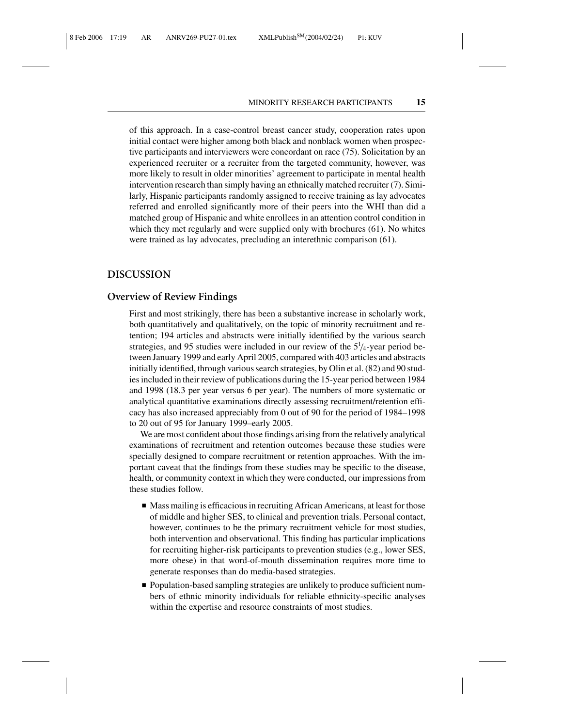of this approach. In a case-control breast cancer study, cooperation rates upon initial contact were higher among both black and nonblack women when prospective participants and interviewers were concordant on race (75). Solicitation by an experienced recruiter or a recruiter from the targeted community, however, was more likely to result in older minorities' agreement to participate in mental health intervention research than simply having an ethnically matched recruiter (7). Similarly, Hispanic participants randomly assigned to receive training as lay advocates referred and enrolled significantly more of their peers into the WHI than did a matched group of Hispanic and white enrollees in an attention control condition in which they met regularly and were supplied only with brochures (61). No whites were trained as lay advocates, precluding an interethnic comparison (61).

## DISCUSSION

### Overview of Review Findings

First and most strikingly, there has been a substantive increase in scholarly work, both quantitatively and qualitatively, on the topic of minority recruitment and retention; 194 articles and abstracts were initially identified by the various search strategies, and 95 studies were included in our review of the $5^1/_4$-year period between January 1999 and early April 2005, compared with 403 articles and abstracts initially identified, through various search strategies, by Olin et al. (82) and 90 studies included in their review of publications during the 15-year period between 1984 and 1998 (18.3 per year versus 6 per year). The numbers of more systematic or analytical quantitative examinations directly assessing recruitment/retention efficacy has also increased appreciably from 0 out of 90 for the period of 1984–1998 to 20 out of 95 for January 1999–early 2005.

We are most confident about those findings arising from the relatively analytical examinations of recruitment and retention outcomes because these studies were specially designed to compare recruitment or retention approaches. With the important caveat that the findings from these studies may be specific to the disease, health, or community context in which they were conducted, our impressions from these studies follow.

- Mass mailing is efficacious in recruiting African Americans, at least for those of middle and higher SES, to clinical and prevention trials. Personal contact, however, continues to be the primary recruitment vehicle for most studies, both intervention and observational. This finding has particular implications for recruiting higher-risk participants to prevention studies (e.g., lower SES, more obese) in that word-of-mouth dissemination requires more time to generate responses than do media-based strategies.
- Population-based sampling strategies are unlikely to produce sufficient numbers of ethnic minority individuals for reliable ethnicity-specific analyses within the expertise and resource constraints of most studies.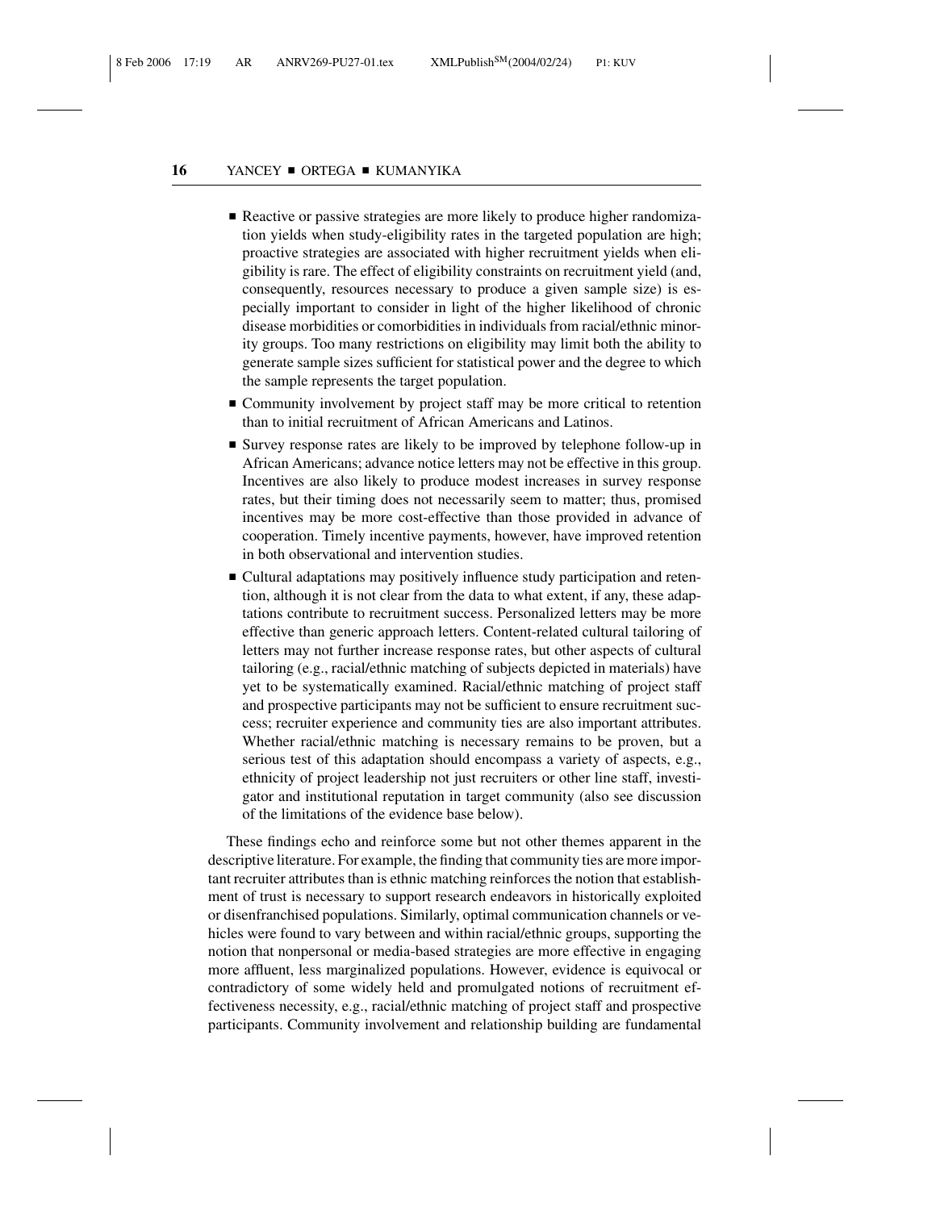- Reactive or passive strategies are more likely to produce higher randomization yields when study-eligibility rates in the targeted population are high; proactive strategies are associated with higher recruitment yields when eligibility is rare. The effect of eligibility constraints on recruitment yield (and, consequently, resources necessary to produce a given sample size) is especially important to consider in light of the higher likelihood of chronic disease morbidities or comorbidities in individuals from racial/ethnic minority groups. Too many restrictions on eligibility may limit both the ability to generate sample sizes sufficient for statistical power and the degree to which the sample represents the target population.
- Community involvement by project staff may be more critical to retention than to initial recruitment of African Americans and Latinos.
- Survey response rates are likely to be improved by telephone follow-up in African Americans; advance notice letters may not be effective in this group. Incentives are also likely to produce modest increases in survey response rates, but their timing does not necessarily seem to matter; thus, promised incentives may be more cost-effective than those provided in advance of cooperation. Timely incentive payments, however, have improved retention in both observational and intervention studies.
- Cultural adaptations may positively influence study participation and retention, although it is not clear from the data to what extent, if any, these adaptations contribute to recruitment success. Personalized letters may be more effective than generic approach letters. Content-related cultural tailoring of letters may not further increase response rates, but other aspects of cultural tailoring (e.g., racial/ethnic matching of subjects depicted in materials) have yet to be systematically examined. Racial/ethnic matching of project staff and prospective participants may not be sufficient to ensure recruitment success; recruiter experience and community ties are also important attributes. Whether racial/ethnic matching is necessary remains to be proven, but a serious test of this adaptation should encompass a variety of aspects, e.g., ethnicity of project leadership not just recruiters or other line staff, investigator and institutional reputation in target community (also see discussion of the limitations of the evidence base below).

These findings echo and reinforce some but not other themes apparent in the descriptive literature. For example, the finding that community ties are more important recruiter attributes than is ethnic matching reinforces the notion that establishment of trust is necessary to support research endeavors in historically exploited or disenfranchised populations. Similarly, optimal communication channels or vehicles were found to vary between and within racial/ethnic groups, supporting the notion that nonpersonal or media-based strategies are more effective in engaging more affluent, less marginalized populations. However, evidence is equivocal or contradictory of some widely held and promulgated notions of recruitment effectiveness necessity, e.g., racial/ethnic matching of project staff and prospective participants. Community involvement and relationship building are fundamental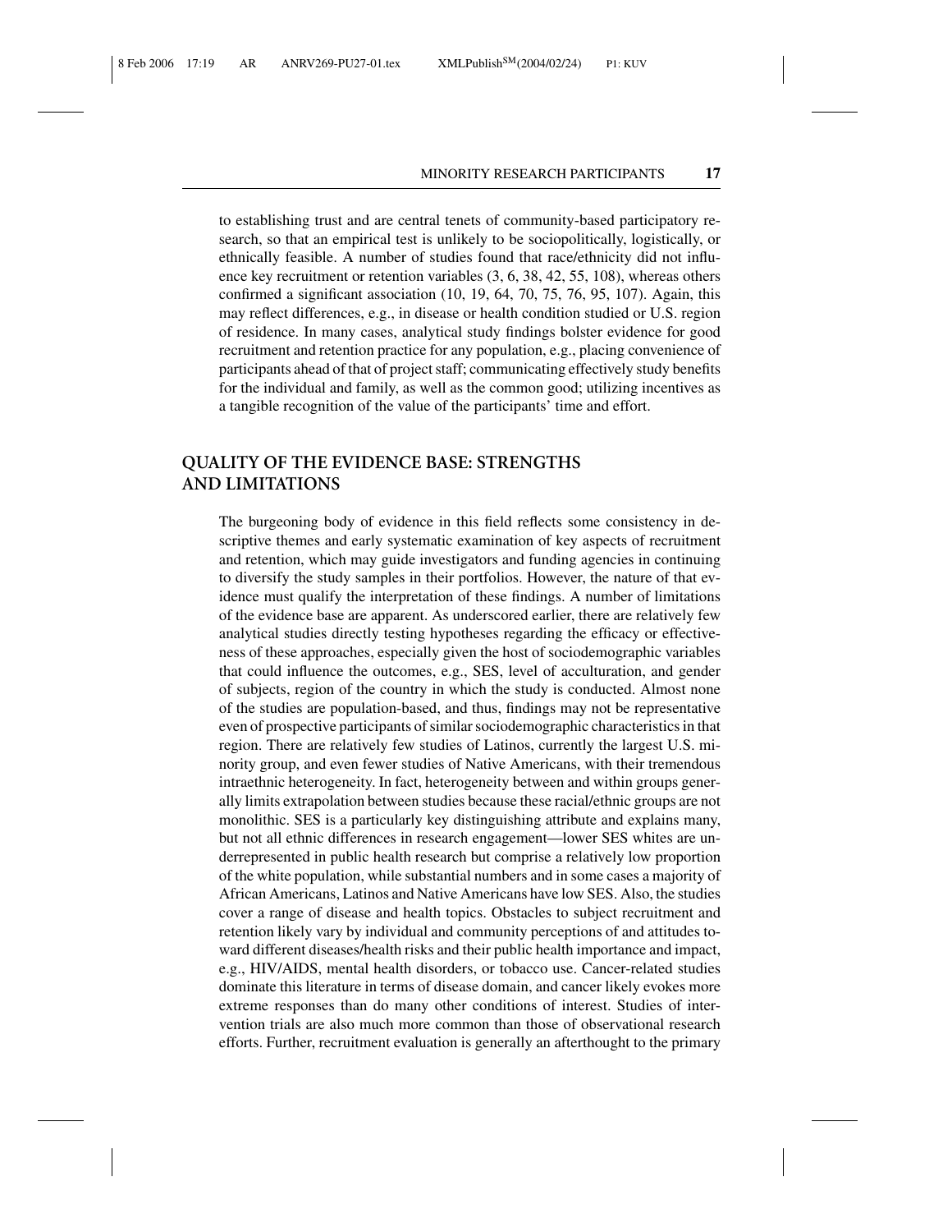to establishing trust and are central tenets of community-based participatory research, so that an empirical test is unlikely to be sociopolitically, logistically, or ethnically feasible. A number of studies found that race/ethnicity did not influence key recruitment or retention variables (3, 6, 38, 42, 55, 108), whereas others confirmed a significant association (10, 19, 64, 70, 75, 76, 95, 107). Again, this may reflect differences, e.g., in disease or health condition studied or U.S. region of residence. In many cases, analytical study findings bolster evidence for good recruitment and retention practice for any population, e.g., placing convenience of participants ahead of that of project staff; communicating effectively study benefits for the individual and family, as well as the common good; utilizing incentives as a tangible recognition of the value of the participants' time and effort.

## QUALITY OF THE EVIDENCE BASE: STRENGTHS AND LIMITATIONS

The burgeoning body of evidence in this field reflects some consistency in descriptive themes and early systematic examination of key aspects of recruitment and retention, which may guide investigators and funding agencies in continuing to diversify the study samples in their portfolios. However, the nature of that evidence must qualify the interpretation of these findings. A number of limitations of the evidence base are apparent. As underscored earlier, there are relatively few analytical studies directly testing hypotheses regarding the efficacy or effectiveness of these approaches, especially given the host of sociodemographic variables that could influence the outcomes, e.g., SES, level of acculturation, and gender of subjects, region of the country in which the study is conducted. Almost none of the studies are population-based, and thus, findings may not be representative even of prospective participants of similar sociodemographic characteristics in that region. There are relatively few studies of Latinos, currently the largest U.S. minority group, and even fewer studies of Native Americans, with their tremendous intraethnic heterogeneity. In fact, heterogeneity between and within groups generally limits extrapolation between studies because these racial/ethnic groups are not monolithic. SES is a particularly key distinguishing attribute and explains many, but not all ethnic differences in research engagement—lower SES whites are underrepresented in public health research but comprise a relatively low proportion of the white population, while substantial numbers and in some cases a majority of African Americans, Latinos and Native Americans have low SES. Also, the studies cover a range of disease and health topics. Obstacles to subject recruitment and retention likely vary by individual and community perceptions of and attitudes toward different diseases/health risks and their public health importance and impact, e.g., HIV/AIDS, mental health disorders, or tobacco use. Cancer-related studies dominate this literature in terms of disease domain, and cancer likely evokes more extreme responses than do many other conditions of interest. Studies of intervention trials are also much more common than those of observational research efforts. Further, recruitment evaluation is generally an afterthought to the primary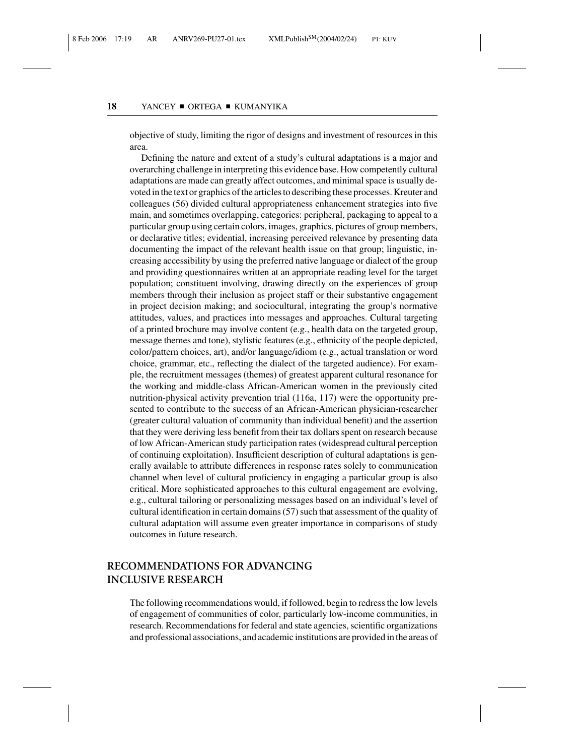objective of study, limiting the rigor of designs and investment of resources in this area.

Defining the nature and extent of a study's cultural adaptations is a major and overarching challenge in interpreting this evidence base. How competently cultural adaptations are made can greatly affect outcomes, and minimal space is usually devoted in the text or graphics of the articles to describing these processes. Kreuter and colleagues (56) divided cultural appropriateness enhancement strategies into five main, and sometimes overlapping, categories: peripheral, packaging to appeal to a particular group using certain colors, images, graphics, pictures of group members, or declarative titles; evidential, increasing perceived relevance by presenting data documenting the impact of the relevant health issue on that group; linguistic, increasing accessibility by using the preferred native language or dialect of the group and providing questionnaires written at an appropriate reading level for the target population; constituent involving, drawing directly on the experiences of group members through their inclusion as project staff or their substantive engagement in project decision making; and sociocultural, integrating the group's normative attitudes, values, and practices into messages and approaches. Cultural targeting of a printed brochure may involve content (e.g., health data on the targeted group, message themes and tone), stylistic features (e.g., ethnicity of the people depicted, color/pattern choices, art), and/or language/idiom (e.g., actual translation or word choice, grammar, etc., reflecting the dialect of the targeted audience). For example, the recruitment messages (themes) of greatest apparent cultural resonance for the working and middle-class African-American women in the previously cited nutrition-physical activity prevention trial (116a, 117) were the opportunity presented to contribute to the success of an African-American physician-researcher (greater cultural valuation of community than individual benefit) and the assertion that they were deriving less benefit from their tax dollars spent on research because of low African-American study participation rates (widespread cultural perception of continuing exploitation). Insufficient description of cultural adaptations is generally available to attribute differences in response rates solely to communication channel when level of cultural proficiency in engaging a particular group is also critical. More sophisticated approaches to this cultural engagement are evolving, e.g., cultural tailoring or personalizing messages based on an individual's level of cultural identification in certain domains (57) such that assessment of the quality of cultural adaptation will assume even greater importance in comparisons of study outcomes in future research.

## RECOMMENDATIONS FOR ADVANCING INCLUSIVE RESEARCH

The following recommendations would, if followed, begin to redress the low levels of engagement of communities of color, particularly low-income communities, in research. Recommendations for federal and state agencies, scientific organizations and professional associations, and academic institutions are provided in the areas of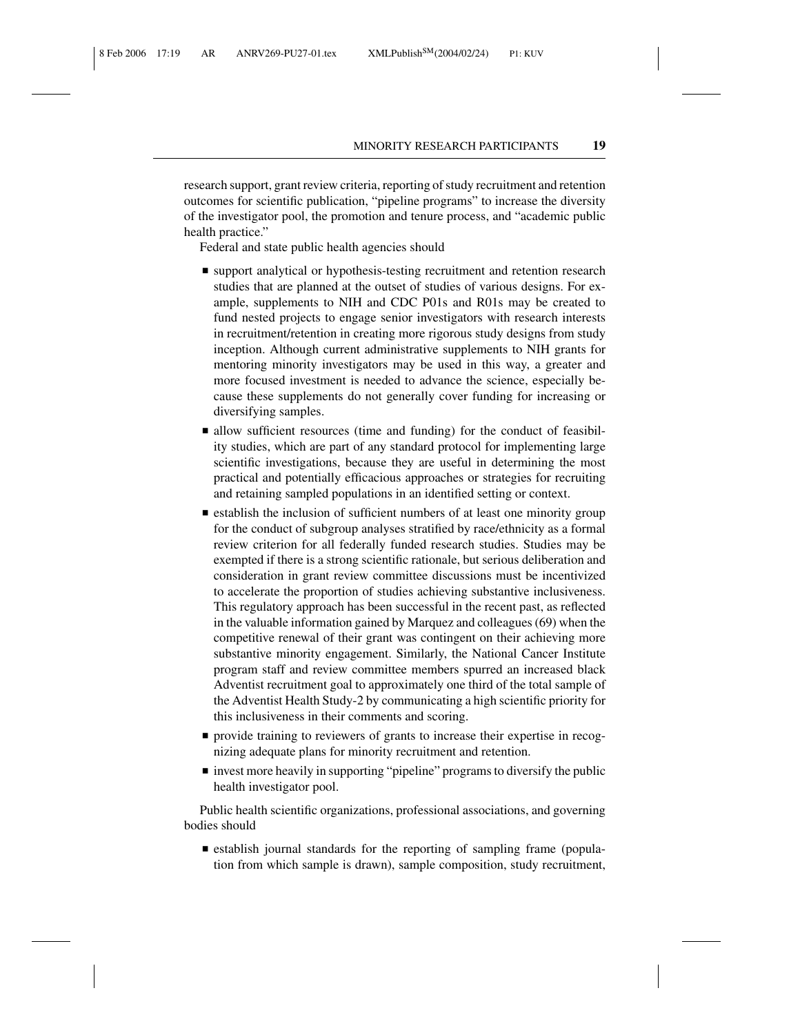research support, grant review criteria, reporting of study recruitment and retention outcomes for scientific publication, "pipeline programs" to increase the diversity of the investigator pool, the promotion and tenure process, and "academic public health practice."

Federal and state public health agencies should

- support analytical or hypothesis-testing recruitment and retention research studies that are planned at the outset of studies of various designs. For example, supplements to NIH and CDC P01s and R01s may be created to fund nested projects to engage senior investigators with research interests in recruitment/retention in creating more rigorous study designs from study inception. Although current administrative supplements to NIH grants for mentoring minority investigators may be used in this way, a greater and more focused investment is needed to advance the science, especially because these supplements do not generally cover funding for increasing or diversifying samples.
- allow sufficient resources (time and funding) for the conduct of feasibility studies, which are part of any standard protocol for implementing large scientific investigations, because they are useful in determining the most practical and potentially efficacious approaches or strategies for recruiting and retaining sampled populations in an identified setting or context.
- establish the inclusion of sufficient numbers of at least one minority group for the conduct of subgroup analyses stratified by race/ethnicity as a formal review criterion for all federally funded research studies. Studies may be exempted if there is a strong scientific rationale, but serious deliberation and consideration in grant review committee discussions must be incentivized to accelerate the proportion of studies achieving substantive inclusiveness. This regulatory approach has been successful in the recent past, as reflected in the valuable information gained by Marquez and colleagues (69) when the competitive renewal of their grant was contingent on their achieving more substantive minority engagement. Similarly, the National Cancer Institute program staff and review committee members spurred an increased black Adventist recruitment goal to approximately one third of the total sample of the Adventist Health Study-2 by communicating a high scientific priority for this inclusiveness in their comments and scoring.
- provide training to reviewers of grants to increase their expertise in recognizing adequate plans for minority recruitment and retention.
- invest more heavily in supporting "pipeline" programs to diversify the public health investigator pool.

Public health scientific organizations, professional associations, and governing bodies should

- establish journal standards for the reporting of sampling frame (population from which sample is drawn), sample composition, study recruitment,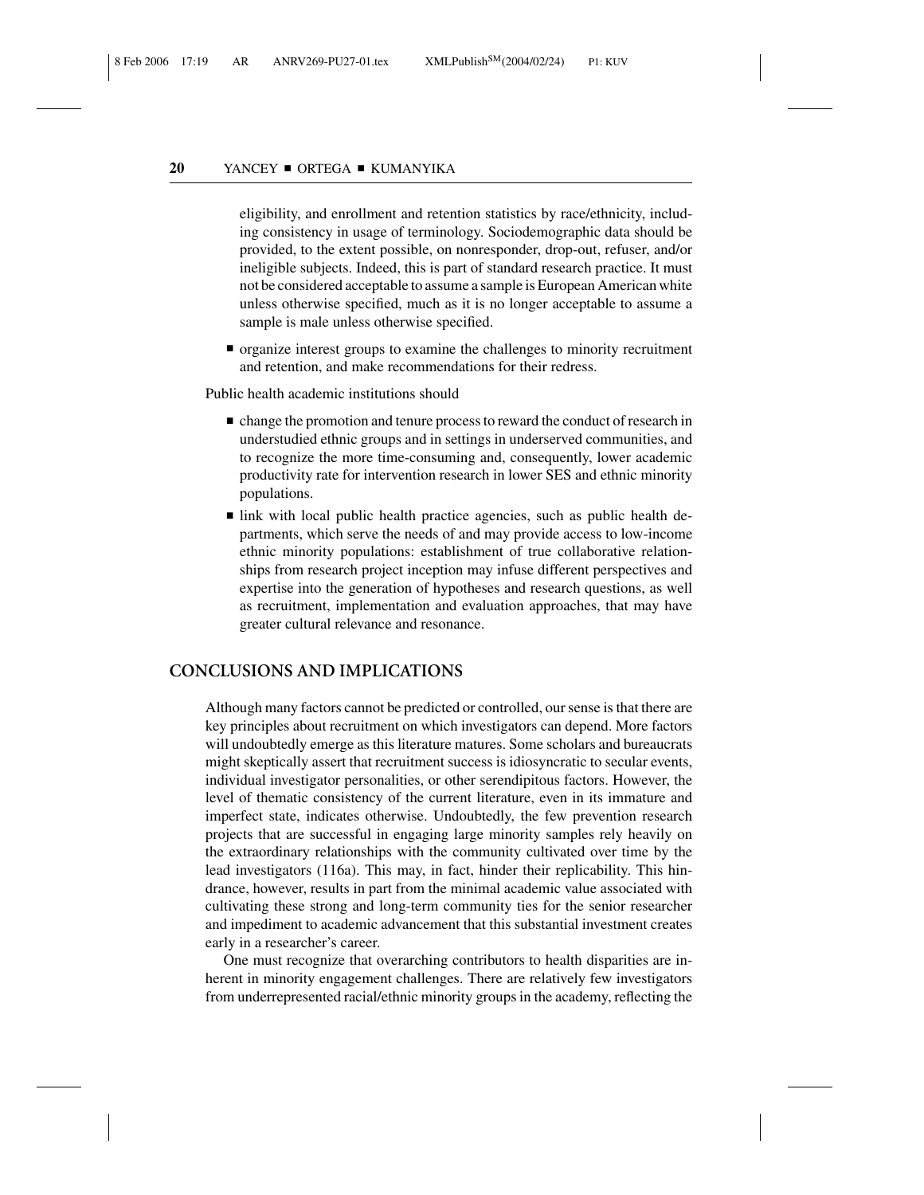eligibility, and enrollment and retention statistics by race/ethnicity, including consistency in usage of terminology. Sociodemographic data should be provided, to the extent possible, on nonresponder, drop-out, refuser, and/or ineligible subjects. Indeed, this is part of standard research practice. It must not be considered acceptable to assume a sample is European American white unless otherwise specified, much as it is no longer acceptable to assume a sample is male unless otherwise specified.

- organize interest groups to examine the challenges to minority recruitment and retention, and make recommendations for their redress.

Public health academic institutions should

- change the promotion and tenure process to reward the conduct of research in understudied ethnic groups and in settings in underserved communities, and to recognize the more time-consuming and, consequently, lower academic productivity rate for intervention research in lower SES and ethnic minority populations.
- link with local public health practice agencies, such as public health departments, which serve the needs of and may provide access to low-income ethnic minority populations: establishment of true collaborative relationships from research project inception may infuse different perspectives and expertise into the generation of hypotheses and research questions, as well as recruitment, implementation and evaluation approaches, that may have greater cultural relevance and resonance.

## CONCLUSIONS AND IMPLICATIONS

Although many factors cannot be predicted or controlled, our sense is that there are key principles about recruitment on which investigators can depend. More factors will undoubtedly emerge as this literature matures. Some scholars and bureaucrats might skeptically assert that recruitment success is idiosyncratic to secular events, individual investigator personalities, or other serendipitous factors. However, the level of thematic consistency of the current literature, even in its immature and imperfect state, indicates otherwise. Undoubtedly, the few prevention research projects that are successful in engaging large minority samples rely heavily on the extraordinary relationships with the community cultivated over time by the lead investigators (116a). This may, in fact, hinder their replicability. This hindrance, however, results in part from the minimal academic value associated with cultivating these strong and long-term community ties for the senior researcher and impediment to academic advancement that this substantial investment creates early in a researcher's career.

One must recognize that overarching contributors to health disparities are inherent in minority engagement challenges. There are relatively few investigators from underrepresented racial/ethnic minority groups in the academy, reflecting the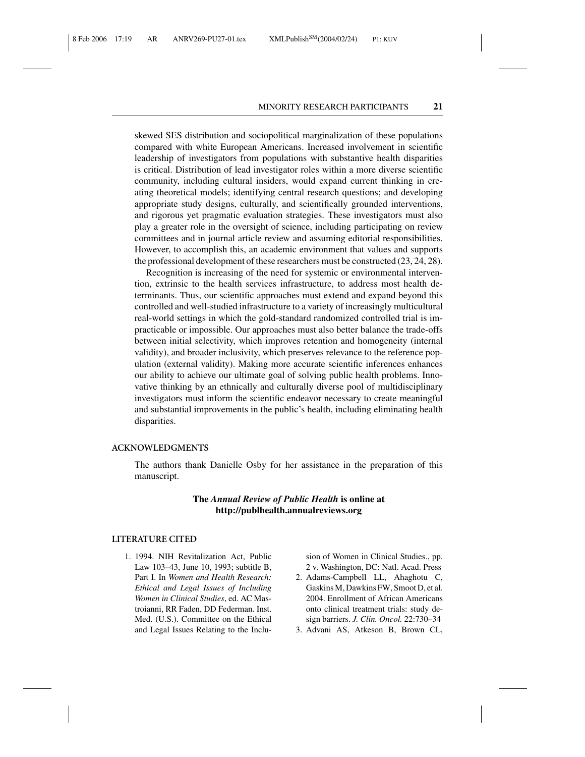skewed SES distribution and sociopolitical marginalization of these populations compared with white European Americans. Increased involvement in scientific leadership of investigators from populations with substantive health disparities is critical. Distribution of lead investigator roles within a more diverse scientific community, including cultural insiders, would expand current thinking in creating theoretical models; identifying central research questions; and developing appropriate study designs, culturally, and scientifically grounded interventions, and rigorous yet pragmatic evaluation strategies. These investigators must also play a greater role in the oversight of science, including participating on review committees and in journal article review and assuming editorial responsibilities. However, to accomplish this, an academic environment that values and supports the professional development of these researchers must be constructed (23, 24, 28).

Recognition is increasing of the need for systemic or environmental intervention, extrinsic to the health services infrastructure, to address most health determinants. Thus, our scientific approaches must extend and expand beyond this controlled and well-studied infrastructure to a variety of increasingly multicultural real-world settings in which the gold-standard randomized controlled trial is impracticable or impossible. Our approaches must also better balance the trade-offs between initial selectivity, which improves retention and homogeneity (internal validity), and broader inclusivity, which preserves relevance to the reference population (external validity). Making more accurate scientific inferences enhances our ability to achieve our ultimate goal of solving public health problems. Innovative thinking by an ethnically and culturally diverse pool of multidisciplinary investigators must inform the scientific endeavor necessary to create meaningful and substantial improvements in the public's health, including eliminating health disparities.

## ACKNOWLEDGMENTS

The authors thank Danielle Osby for her assistance in the preparation of this manuscript.

**The *Annual Review of Public Health* is online at http://publhealth.annualreviews.org**

## LITERATURE CITED

1. 1994. NIH Revitalization Act, Public Law 103–43, June 10, 1993; subtitle B, Part I. In *Women and Health Research: Ethical and Legal Issues of Including Women in Clinical Studies*, ed. AC Mastroianni, RR Faden, DD Federman. Inst. Med. (U.S.). Committee on the Ethical and Legal Issues Relating to the Inclusion of Women in Clinical Studies., pp. 2 v. Washington, DC: Natl. Acad. Press
2. Adams-Campbell LL, Ahaghotu C, Gaskins M, Dawkins FW, Smoot D, et al. 2004. Enrollment of African Americans onto clinical treatment trials: study design barriers. *J. Clin. Oncol.* 22:730–34
3. Advani AS, Atkeson B, Brown CL,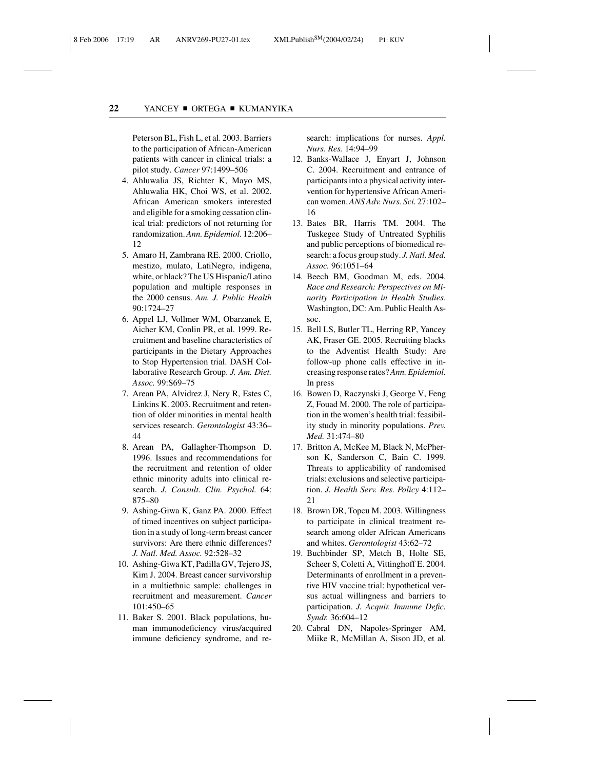Peterson BL, Fish L, et al. 2003. Barriers to the participation of African-American patients with cancer in clinical trials: a pilot study. *Cancer* 97:1499–506

4. Ahluwalia JS, Richter K, Mayo MS, Ahluwalia HK, Choi WS, et al. 2002. African American smokers interested and eligible for a smoking cessation clinical trial: predictors of not returning for randomization. *Ann. Epidemiol.* 12:206–12
5. Amaro H, Zambrana RE. 2000. Criollo, mestizo, mulato, LatiNegro, indigena, white, or black? The US Hispanic/Latino population and multiple responses in the 2000 census. *Am. J. Public Health* 90:1724–27
6. Appel LJ, Vollmer WM, Obarzanek E, Aicher KM, Conlin PR, et al. 1999. Recruitment and baseline characteristics of participants in the Dietary Approaches to Stop Hypertension trial. DASH Collaborative Research Group. *J. Am. Diet. Assoc.* 99:S69–75
7. Arean PA, Alvidrez J, Nery R, Estes C, Linkins K. 2003. Recruitment and retention of older minorities in mental health services research. *Gerontologist* 43:36–44
8. Arean PA, Gallagher-Thompson D. 1996. Issues and recommendations for the recruitment and retention of older ethnic minority adults into clinical research. *J. Consult. Clin. Psychol.* 64: 875–80
9. Ashing-Giwa K, Ganz PA. 2000. Effect of timed incentives on subject participation in a study of long-term breast cancer survivors: Are there ethnic differences? *J. Natl. Med. Assoc.* 92:528–32
10. Ashing-Giwa KT, Padilla GV, Tejero JS, Kim J. 2004. Breast cancer survivorship in a multiethnic sample: challenges in recruitment and measurement. *Cancer* 101:450–65
11. Baker S. 2001. Black populations, human immunodeficiency virus/acquired immune deficiency syndrome, and research: implications for nurses. *Appl. Nurs. Res.* 14:94–99
12. Banks-Wallace J, Enyart J, Johnson C. 2004. Recruitment and entrance of participants into a physical activity intervention for hypertensive African American women. *ANS Adv. Nurs. Sci.* 27:102–16
13. Bates BR, Harris TM. 2004. The Tuskegee Study of Untreated Syphilis and public perceptions of biomedical research: a focus group study. *J. Natl. Med. Assoc.* 96:1051–64
14. Beech BM, Goodman M, eds. 2004. *Race and Research: Perspectives on Minority Participation in Health Studies*. Washington, DC: Am. Public Health Assoc.
15. Bell LS, Butler TL, Herring RP, Yancey AK, Fraser GE. 2005. Recruiting blacks to the Adventist Health Study: Are follow-up phone calls effective in increasing response rates? *Ann. Epidemiol.* In press
16. Bowen D, Raczynski J, George V, Feng Z, Fouad M. 2000. The role of participation in the women's health trial: feasibility study in minority populations. *Prev. Med.* 31:474–80
17. Britton A, McKee M, Black N, McPherson K, Sanderson C, Bain C. 1999. Threats to applicability of randomised trials: exclusions and selective participation. *J. Health Serv. Res. Policy* 4:112–21
18. Brown DR, Topcu M. 2003. Willingness to participate in clinical treatment research among older African Americans and whites. *Gerontologist* 43:62–72
19. Buchbinder SP, Metch B, Holte SE, Scheer S, Coletti A, Vittinghoff E. 2004. Determinants of enrollment in a preventive HIV vaccine trial: hypothetical versus actual willingness and barriers to participation. *J. Acquir. Immune Defic. Syndr.* 36:604–12
20. Cabral DN, Napoles-Springer AM, Miike R, McMillan A, Sison JD, et al.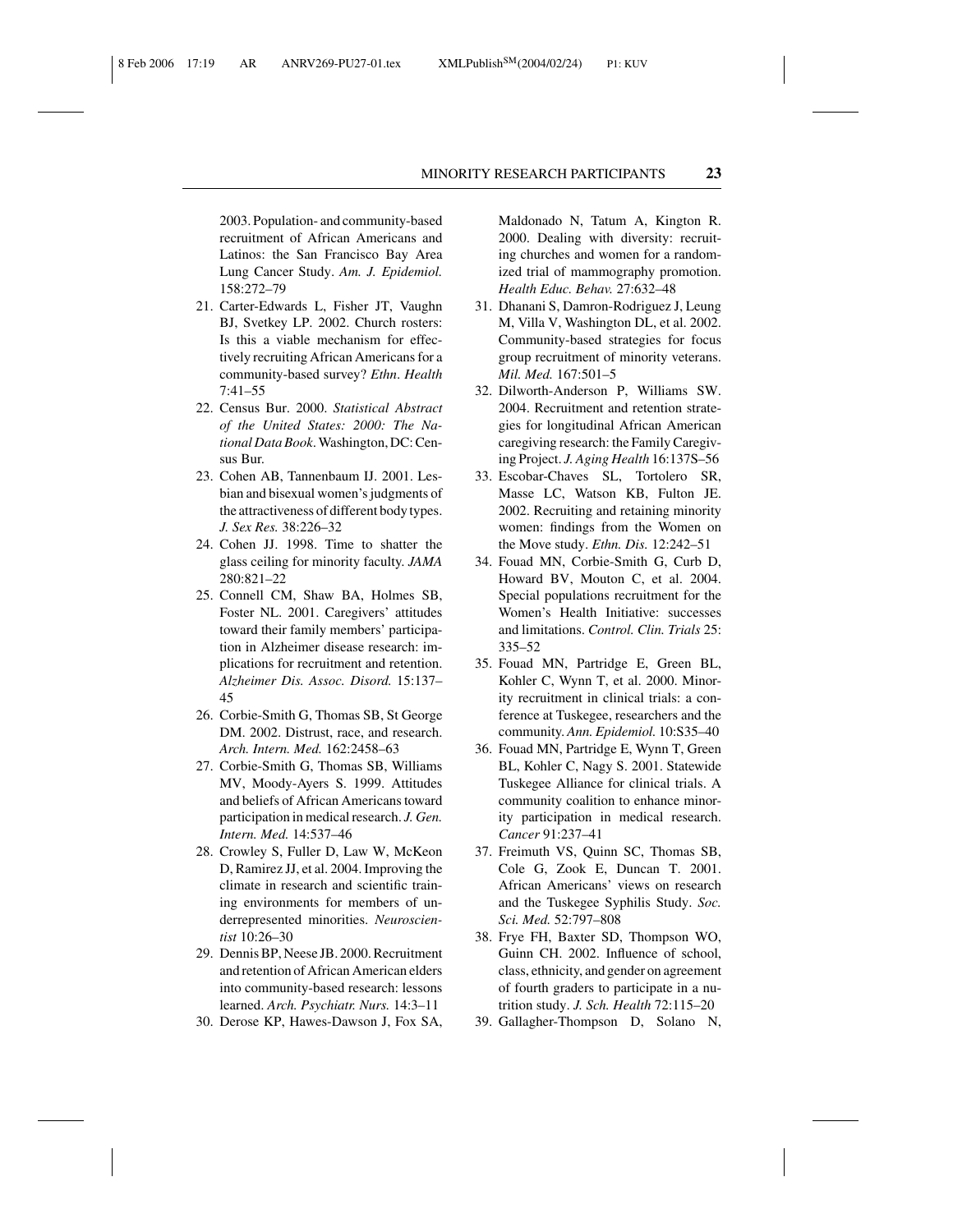2003. Population- and community-based recruitment of African Americans and Latinos: the San Francisco Bay Area Lung Cancer Study. *Am. J. Epidemiol.* 158:272–79

21. Carter-Edwards L, Fisher JT, Vaughn BJ, Svetkey LP. 2002. Church rosters: Is this a viable mechanism for effectively recruiting African Americans for a community-based survey? *Ethn. Health* 7:41–55
22. Census Bur. 2000. *Statistical Abstract of the United States: 2000: The National Data Book*. Washington, DC: Census Bur.
23. Cohen AB, Tannenbaum IJ. 2001. Lesbian and bisexual women's judgments of the attractiveness of different body types. *J. Sex Res.* 38:226–32
24. Cohen JJ. 1998. Time to shatter the glass ceiling for minority faculty. *JAMA* 280:821–22
25. Connell CM, Shaw BA, Holmes SB, Foster NL. 2001. Caregivers' attitudes toward their family members' participation in Alzheimer disease research: implications for recruitment and retention. *Alzheimer Dis. Assoc. Disord.* 15:137–45
26. Corbie-Smith G, Thomas SB, St George DM. 2002. Distrust, race, and research. *Arch. Intern. Med.* 162:2458–63
27. Corbie-Smith G, Thomas SB, Williams MV, Moody-Ayers S. 1999. Attitudes and beliefs of African Americans toward participation in medical research. *J. Gen. Intern. Med.* 14:537–46
28. Crowley S, Fuller D, Law W, McKeon D, Ramirez JJ, et al. 2004. Improving the climate in research and scientific training environments for members of underrepresented minorities. *Neuroscientist* 10:26–30
29. Dennis BP, Neese JB. 2000. Recruitment and retention of African American elders into community-based research: lessons learned. *Arch. Psychiatr. Nurs.* 14:3–11
30. Derose KP, Hawes-Dawson J, Fox SA, Maldonado N, Tatum A, Kington R. 2000. Dealing with diversity: recruiting churches and women for a randomized trial of mammography promotion. *Health Educ. Behav.* 27:632–48
31. Dhanani S, Damron-Rodriguez J, Leung M, Villa V, Washington DL, et al. 2002. Community-based strategies for focus group recruitment of minority veterans. *Mil. Med.* 167:501–5
32. Dilworth-Anderson P, Williams SW. 2004. Recruitment and retention strategies for longitudinal African American caregiving research: the Family Caregiving Project. *J. Aging Health* 16:137S–56
33. Escobar-Chaves SL, Tortolero SR, Masse LC, Watson KB, Fulton JE. 2002. Recruiting and retaining minority women: findings from the Women on the Move study. *Ethn. Dis.* 12:242–51
34. Fouad MN, Corbie-Smith G, Curb D, Howard BV, Mouton C, et al. 2004. Special populations recruitment for the Women's Health Initiative: successes and limitations. *Control. Clin. Trials* 25: 335–52
35. Fouad MN, Partridge E, Green BL, Kohler C, Wynn T, et al. 2000. Minority recruitment in clinical trials: a conference at Tuskegee, researchers and the community. *Ann. Epidemiol.* 10:S35–40
36. Fouad MN, Partridge E, Wynn T, Green BL, Kohler C, Nagy S. 2001. Statewide Tuskegee Alliance for clinical trials. A community coalition to enhance minority participation in medical research. *Cancer* 91:237–41
37. Freimuth VS, Quinn SC, Thomas SB, Cole G, Zook E, Duncan T. 2001. African Americans' views on research and the Tuskegee Syphilis Study. *Soc. Sci. Med.* 52:797–808
38. Frye FH, Baxter SD, Thompson WO, Guinn CH. 2002. Influence of school, class, ethnicity, and gender on agreement of fourth graders to participate in a nutrition study. *J. Sch. Health* 72:115–20
39. Gallagher-Thompson D, Solano N,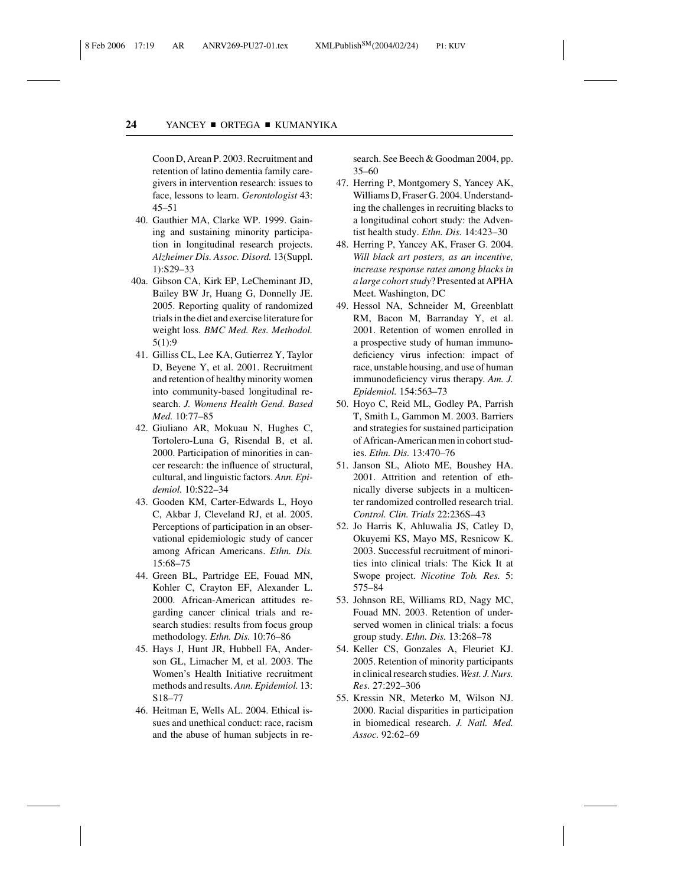Coon D, Arean P. 2003. Recruitment and retention of latino dementia family caregivers in intervention research: issues to face, lessons to learn. *Gerontologist* 43: 45–51

40. Gauthier MA, Clarke WP. 1999. Gaining and sustaining minority participation in longitudinal research projects. *Alzheimer Dis. Assoc. Disord.* 13(Suppl. 1):S29–33

40a. Gibson CA, Kirk EP, LeCheminant JD, Bailey BW Jr, Huang G, Donnelly JE. 2005. Reporting quality of randomized trials in the diet and exercise literature for weight loss. *BMC Med. Res. Methodol.* 5(1):9

41. Gilliss CL, Lee KA, Gutierrez Y, Taylor D, Beyene Y, et al. 2001. Recruitment and retention of healthy minority women into community-based longitudinal research. *J. Womens Health Gend. Based Med.* 10:77–85

42. Giuliano AR, Mokuau N, Hughes C, Tortolero-Luna G, Risendal B, et al. 2000. Participation of minorities in cancer research: the influence of structural, cultural, and linguistic factors. *Ann. Epidemiol.* 10:S22–34

43. Gooden KM, Carter-Edwards L, Hoyo C, Akbar J, Cleveland RJ, et al. 2005. Perceptions of participation in an observational epidemiologic study of cancer among African Americans. *Ethn. Dis.* 15:68–75

44. Green BL, Partridge EE, Fouad MN, Kohler C, Crayton EF, Alexander L. 2000. African-American attitudes regarding cancer clinical trials and research studies: results from focus group methodology. *Ethn. Dis.* 10:76–86

45. Hays J, Hunt JR, Hubbell FA, Anderson GL, Limacher M, et al. 2003. The Women's Health Initiative recruitment methods and results. *Ann. Epidemiol.* 13: S18–77

46. Heitman E, Wells AL. 2004. Ethical issues and unethical conduct: race, racism and the abuse of human subjects in research. See Beech & Goodman 2004, pp. 35–60

47. Herring P, Montgomery S, Yancey AK, Williams D, Fraser G. 2004. Understanding the challenges in recruiting blacks to a longitudinal cohort study: the Adventist health study. *Ethn. Dis.* 14:423–30

48. Herring P, Yancey AK, Fraser G. 2004. *Will black art posters, as an incentive, increase response rates among blacks in a large cohort study*? Presented at APHA Meet. Washington, DC

49. Hessol NA, Schneider M, Greenblatt RM, Bacon M, Barranday Y, et al. 2001. Retention of women enrolled in a prospective study of human immunodeficiency virus infection: impact of race, unstable housing, and use of human immunodeficiency virus therapy. *Am. J. Epidemiol.* 154:563–73

50. Hoyo C, Reid ML, Godley PA, Parrish T, Smith L, Gammon M. 2003. Barriers and strategies for sustained participation of African-American men in cohort studies. *Ethn. Dis.* 13:470–76

51. Janson SL, Alioto ME, Boushey HA. 2001. Attrition and retention of ethnically diverse subjects in a multicenter randomized controlled research trial. *Control. Clin. Trials* 22:236S–43

52. Jo Harris K, Ahluwalia JS, Catley D, Okuyemi KS, Mayo MS, Resnicow K. 2003. Successful recruitment of minorities into clinical trials: The Kick It at Swope project. *Nicotine Tob. Res.* 5: 575–84

53. Johnson RE, Williams RD, Nagy MC, Fouad MN. 2003. Retention of underserved women in clinical trials: a focus group study. *Ethn. Dis.* 13:268–78

54. Keller CS, Gonzales A, Fleuriet KJ. 2005. Retention of minority participants in clinical research studies. *West. J. Nurs. Res.* 27:292–306

55. Kressin NR, Meterko M, Wilson NJ. 2000. Racial disparities in participation in biomedical research. *J. Natl. Med. Assoc.* 92:62–69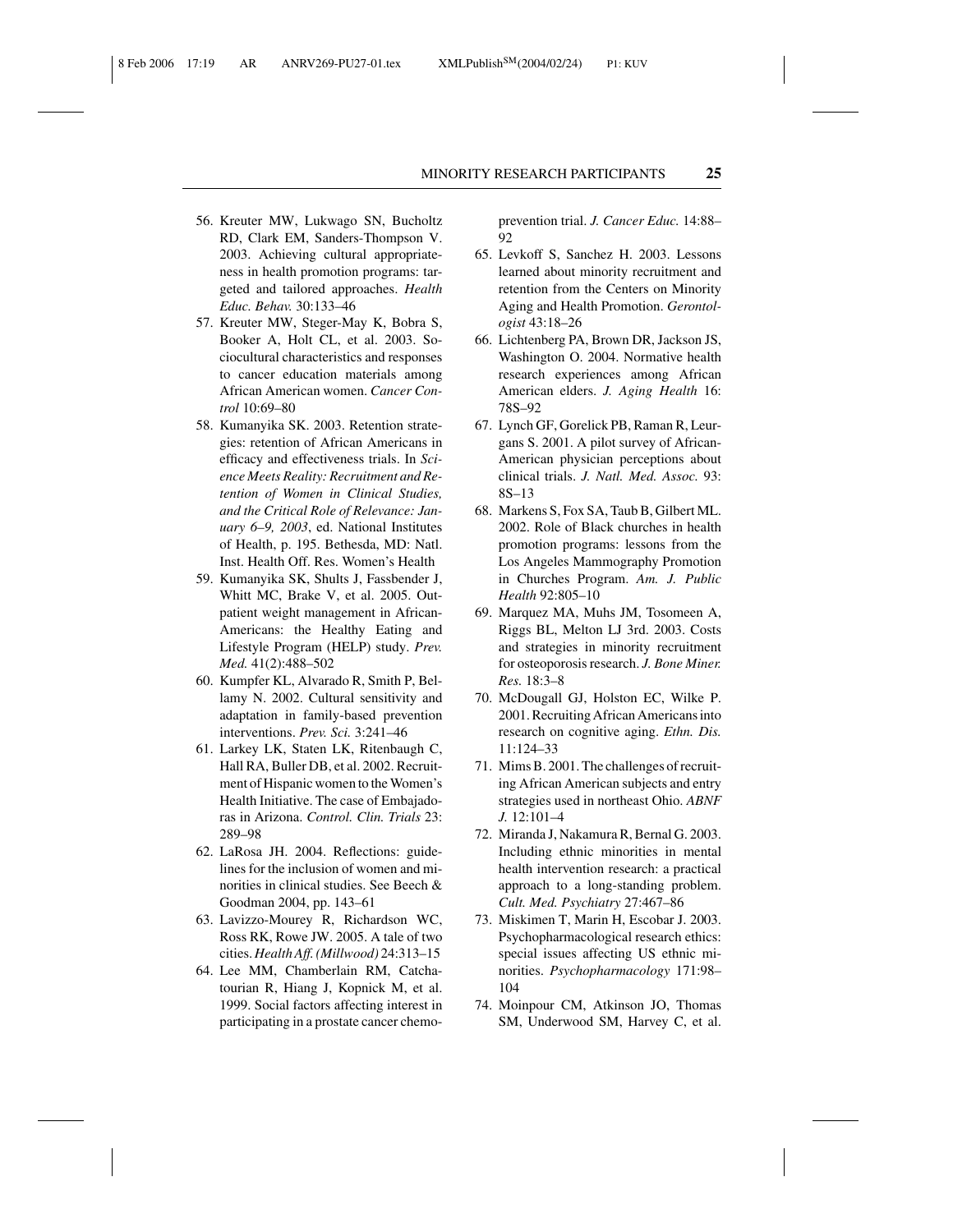56. Kreuter MW, Lukwago SN, Bucholtz RD, Clark EM, Sanders-Thompson V. 2003. Achieving cultural appropriateness in health promotion programs: targeted and tailored approaches. *Health Educ. Behav.* 30:133–46
57. Kreuter MW, Steger-May K, Bobra S, Booker A, Holt CL, et al. 2003. Sociocultural characteristics and responses to cancer education materials among African American women. *Cancer Control* 10:69–80
58. Kumanyika SK. 2003. Retention strategies: retention of African Americans in efficacy and effectiveness trials. In *Science Meets Reality: Recruitment and Retention of Women in Clinical Studies, and the Critical Role of Relevance: January 6–9, 2003*, ed. National Institutes of Health, p. 195. Bethesda, MD: Natl. Inst. Health Off. Res. Women's Health
59. Kumanyika SK, Shults J, Fassbender J, Whitt MC, Brake V, et al. 2005. Outpatient weight management in African-Americans: the Healthy Eating and Lifestyle Program (HELP) study. *Prev. Med.* 41(2):488–502
60. Kumpfer KL, Alvarado R, Smith P, Bellamy N. 2002. Cultural sensitivity and adaptation in family-based prevention interventions. *Prev. Sci.* 3:241–46
61. Larkey LK, Staten LK, Ritenbaugh C, Hall RA, Buller DB, et al. 2002. Recruitment of Hispanic women to the Women's Health Initiative. The case of Embajadoras in Arizona. *Control. Clin. Trials* 23: 289–98
62. LaRosa JH. 2004. Reflections: guidelines for the inclusion of women and minorities in clinical studies. See Beech & Goodman 2004, pp. 143–61
63. Lavizzo-Mourey R, Richardson WC, Ross RK, Rowe JW. 2005. A tale of two cities. *Health Aff. (Millwood)* 24:313–15
64. Lee MM, Chamberlain RM, Catchatourian R, Hiang J, Kopnick M, et al. 1999. Social factors affecting interest in participating in a prostate cancer chemoprevention trial. *J. Cancer Educ.* 14:88–92
65. Levkoff S, Sanchez H. 2003. Lessons learned about minority recruitment and retention from the Centers on Minority Aging and Health Promotion. *Gerontologist* 43:18–26
66. Lichtenberg PA, Brown DR, Jackson JS, Washington O. 2004. Normative health research experiences among African American elders. *J. Aging Health* 16: 78S–92
67. Lynch GF, Gorelick PB, Raman R, Leurgans S. 2001. A pilot survey of African-American physician perceptions about clinical trials. *J. Natl. Med. Assoc.* 93: 8S–13
68. Markens S, Fox SA, Taub B, Gilbert ML. 2002. Role of Black churches in health promotion programs: lessons from the Los Angeles Mammography Promotion in Churches Program. *Am. J. Public Health* 92:805–10
69. Marquez MA, Muhs JM, Tosomeen A, Riggs BL, Melton LJ 3rd. 2003. Costs and strategies in minority recruitment for osteoporosis research. *J. Bone Miner. Res.* 18:3–8
70. McDougall GJ, Holston EC, Wilke P. 2001. Recruiting African Americans into research on cognitive aging. *Ethn. Dis.* 11:124–33
71. Mims B. 2001. The challenges of recruiting African American subjects and entry strategies used in northeast Ohio. *ABNF J.* 12:101–4
72. Miranda J, Nakamura R, Bernal G. 2003. Including ethnic minorities in mental health intervention research: a practical approach to a long-standing problem. *Cult. Med. Psychiatry* 27:467–86
73. Miskimen T, Marin H, Escobar J. 2003. Psychopharmacological research ethics: special issues affecting US ethnic minorities. *Psychopharmacology* 171:98–104
74. Moinpour CM, Atkinson JO, Thomas SM, Underwood SM, Harvey C, et al.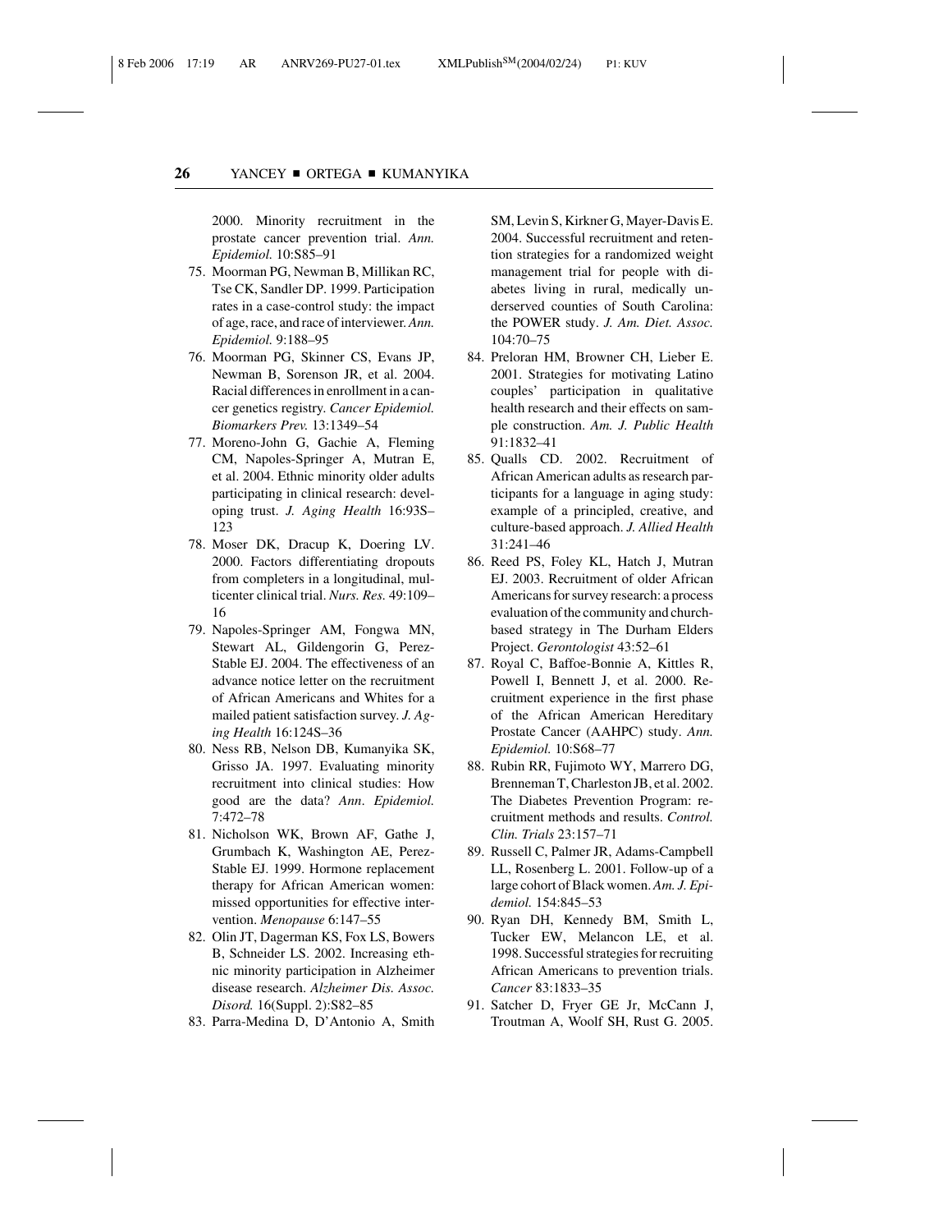2000. Minority recruitment in the prostate cancer prevention trial. *Ann. Epidemiol.* 10:S85–91

75. Moorman PG, Newman B, Millikan RC, Tse CK, Sandler DP. 1999. Participation rates in a case-control study: the impact of age, race, and race of interviewer. *Ann. Epidemiol.* 9:188–95
76. Moorman PG, Skinner CS, Evans JP, Newman B, Sorenson JR, et al. 2004. Racial differences in enrollment in a cancer genetics registry. *Cancer Epidemiol. Biomarkers Prev.* 13:1349–54
77. Moreno-John G, Gachie A, Fleming CM, Napoles-Springer A, Mutran E, et al. 2004. Ethnic minority older adults participating in clinical research: developing trust. *J. Aging Health* 16:93S–123
78. Moser DK, Dracup K, Doering LV. 2000. Factors differentiating dropouts from completers in a longitudinal, multicenter clinical trial. *Nurs. Res.* 49:109–16
79. Napoles-Springer AM, Fongwa MN, Stewart AL, Gildengorin G, Perez-Stable EJ. 2004. The effectiveness of an advance notice letter on the recruitment of African Americans and Whites for a mailed patient satisfaction survey. *J. Aging Health* 16:124S–36
80. Ness RB, Nelson DB, Kumanyika SK, Grisso JA. 1997. Evaluating minority recruitment into clinical studies: How good are the data? *Ann. Epidemiol.* 7:472–78
81. Nicholson WK, Brown AF, Gathe J, Grumbach K, Washington AE, Perez-Stable EJ. 1999. Hormone replacement therapy for African American women: missed opportunities for effective intervention. *Menopause* 6:147–55
82. Olin JT, Dagerman KS, Fox LS, Bowers B, Schneider LS. 2002. Increasing ethnic minority participation in Alzheimer disease research. *Alzheimer Dis. Assoc. Disord.* 16(Suppl. 2):S82–85
83. Parra-Medina D, D'Antonio A, Smith SM, Levin S, Kirkner G, Mayer-Davis E. 2004. Successful recruitment and retention strategies for a randomized weight management trial for people with diabetes living in rural, medically underserved counties of South Carolina: the POWER study. *J. Am. Diet. Assoc.* 104:70–75
84. Preloran HM, Browner CH, Lieber E. 2001. Strategies for motivating Latino couples' participation in qualitative health research and their effects on sample construction. *Am. J. Public Health* 91:1832–41
85. Qualls CD. 2002. Recruitment of African American adults as research participants for a language in aging study: example of a principled, creative, and culture-based approach. *J. Allied Health* 31:241–46
86. Reed PS, Foley KL, Hatch J, Mutran EJ. 2003. Recruitment of older African Americans for survey research: a process evaluation of the community and church-based strategy in The Durham Elders Project. *Gerontologist* 43:52–61
87. Royal C, Baffoe-Bonnie A, Kittles R, Powell I, Bennett J, et al. 2000. Recruitment experience in the first phase of the African American Hereditary Prostate Cancer (AAHPC) study. *Ann. Epidemiol.* 10:S68–77
88. Rubin RR, Fujimoto WY, Marrero DG, Brenneman T, Charleston JB, et al. 2002. The Diabetes Prevention Program: recruitment methods and results. *Control. Clin. Trials* 23:157–71
89. Russell C, Palmer JR, Adams-Campbell LL, Rosenberg L. 2001. Follow-up of a large cohort of Black women. *Am. J. Epidemiol.* 154:845–53
90. Ryan DH, Kennedy BM, Smith L, Tucker EW, Melancon LE, et al. 1998. Successful strategies for recruiting African Americans to prevention trials. *Cancer* 83:1833–35
91. Satcher D, Fryer GE Jr, McCann J, Troutman A, Woolf SH, Rust G. 2005.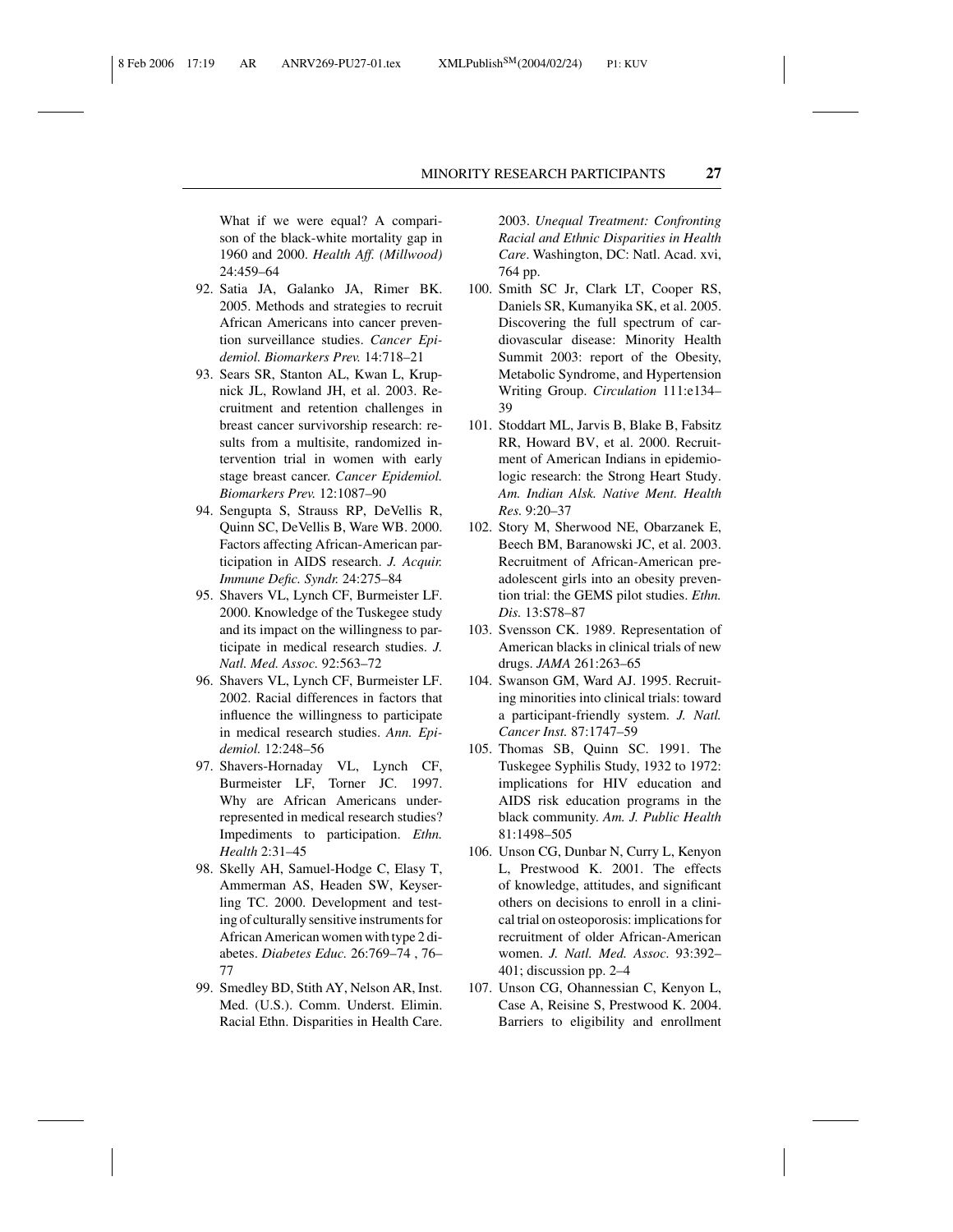What if we were equal? A comparison of the black-white mortality gap in 1960 and 2000. *Health Aff. (Millwood)* 24:459–64

92. Satia JA, Galanko JA, Rimer BK. 2005. Methods and strategies to recruit African Americans into cancer prevention surveillance studies. *Cancer Epidemiol. Biomarkers Prev.* 14:718–21
93. Sears SR, Stanton AL, Kwan L, Krupnick JL, Rowland JH, et al. 2003. Recruitment and retention challenges in breast cancer survivorship research: results from a multisite, randomized intervention trial in women with early stage breast cancer. *Cancer Epidemiol. Biomarkers Prev.* 12:1087–90
94. Sengupta S, Strauss RP, DeVellis R, Quinn SC, DeVellis B, Ware WB. 2000. Factors affecting African-American participation in AIDS research. *J. Acquir. Immune Defic. Syndr.* 24:275–84
95. Shavers VL, Lynch CF, Burmeister LF. 2000. Knowledge of the Tuskegee study and its impact on the willingness to participate in medical research studies. *J. Natl. Med. Assoc.* 92:563–72
96. Shavers VL, Lynch CF, Burmeister LF. 2002. Racial differences in factors that influence the willingness to participate in medical research studies. *Ann. Epidemiol.* 12:248–56
97. Shavers-Hornaday VL, Lynch CF, Burmeister LF, Torner JC. 1997. Why are African Americans under-represented in medical research studies? Impediments to participation. *Ethn. Health* 2:31–45
98. Skelly AH, Samuel-Hodge C, Elasy T, Ammerman AS, Headen SW, Keyserling TC. 2000. Development and testing of culturally sensitive instruments for African American women with type 2 diabetes. *Diabetes Educ.* 26:769–74 , 76–77
99. Smedley BD, Stith AY, Nelson AR, Inst. Med. (U.S.). Comm. Underst. Elimin. Racial Ethn. Disparities in Health Care. 2003. *Unequal Treatment: Confronting Racial and Ethnic Disparities in Health Care*. Washington, DC: Natl. Acad. xvi, 764 pp.
100. Smith SC Jr, Clark LT, Cooper RS, Daniels SR, Kumanyika SK, et al. 2005. Discovering the full spectrum of cardiovascular disease: Minority Health Summit 2003: report of the Obesity, Metabolic Syndrome, and Hypertension Writing Group. *Circulation* 111:e134–39
101. Stoddart ML, Jarvis B, Blake B, Fabsitz RR, Howard BV, et al. 2000. Recruitment of American Indians in epidemiologic research: the Strong Heart Study. *Am. Indian Alsk. Native Ment. Health Res.* 9:20–37
102. Story M, Sherwood NE, Obarzanek E, Beech BM, Baranowski JC, et al. 2003. Recruitment of African-American pre-adolescent girls into an obesity prevention trial: the GEMS pilot studies. *Ethn. Dis.* 13:S78–87
103. Svensson CK. 1989. Representation of American blacks in clinical trials of new drugs. *JAMA* 261:263–65
104. Swanson GM, Ward AJ. 1995. Recruiting minorities into clinical trials: toward a participant-friendly system. *J. Natl. Cancer Inst.* 87:1747–59
105. Thomas SB, Quinn SC. 1991. The Tuskegee Syphilis Study, 1932 to 1972: implications for HIV education and AIDS risk education programs in the black community. *Am. J. Public Health* 81:1498–505
106. Unson CG, Dunbar N, Curry L, Kenyon L, Prestwood K. 2001. The effects of knowledge, attitudes, and significant others on decisions to enroll in a clinical trial on osteoporosis: implications for recruitment of older African-American women. *J. Natl. Med. Assoc.* 93:392–401; discussion pp. 2–4
107. Unson CG, Ohannessian C, Kenyon L, Case A, Reisine S, Prestwood K. 2004. Barriers to eligibility and enrollment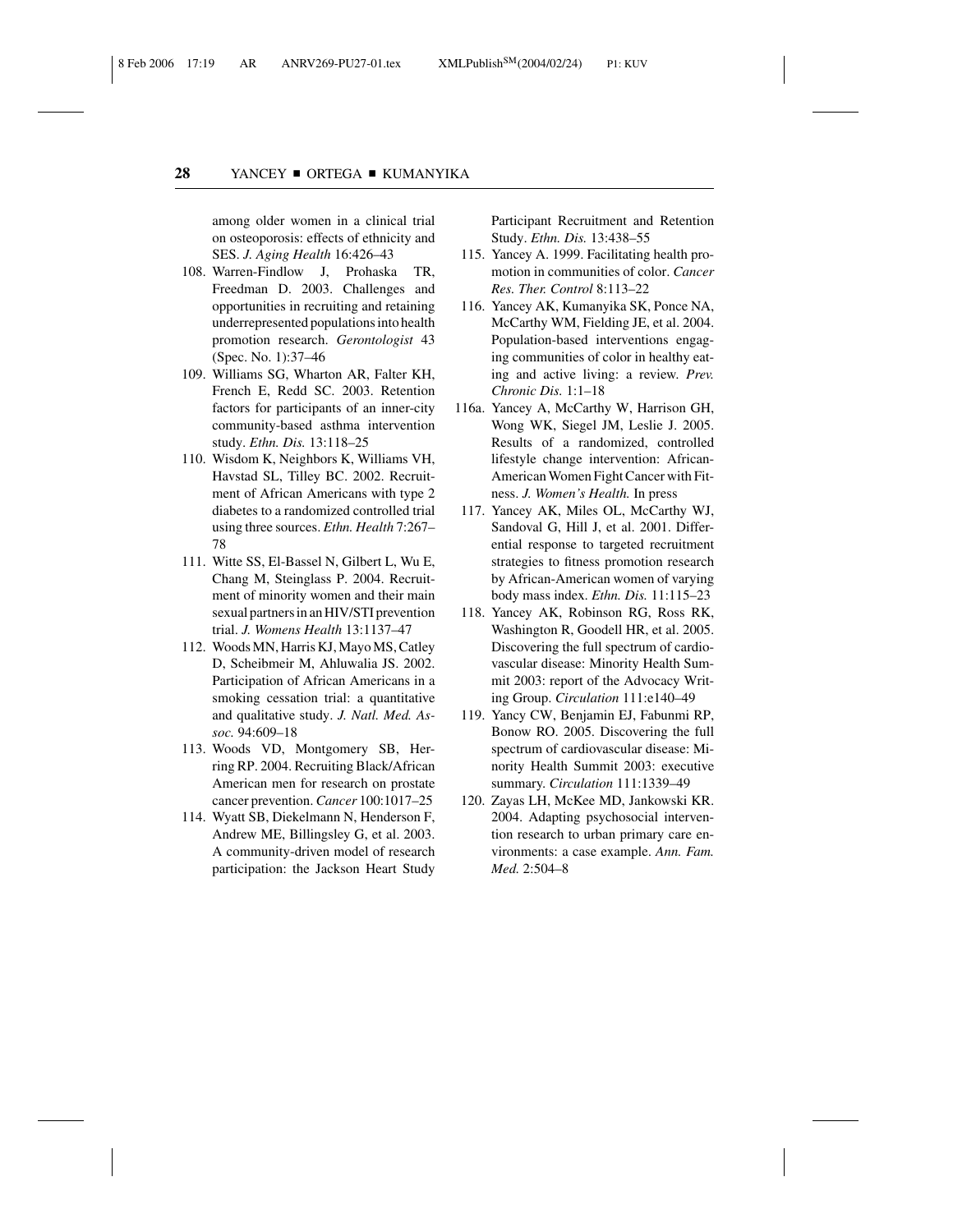among older women in a clinical trial on osteoporosis: effects of ethnicity and SES. *J. Aging Health* 16:426–43

108. Warren-Findlow J, Prohaska TR, Freedman D. 2003. Challenges and opportunities in recruiting and retaining underrepresented populations into health promotion research. *Gerontologist* 43 (Spec. No. 1):37–46
109. Williams SG, Wharton AR, Falter KH, French E, Redd SC. 2003. Retention factors for participants of an inner-city community-based asthma intervention study. *Ethn. Dis.* 13:118–25
110. Wisdom K, Neighbors K, Williams VH, Havstad SL, Tilley BC. 2002. Recruitment of African Americans with type 2 diabetes to a randomized controlled trial using three sources. *Ethn. Health* 7:267–78
111. Witte SS, El-Bassel N, Gilbert L, Wu E, Chang M, Steinglass P. 2004. Recruitment of minority women and their main sexual partners in an HIV/STI prevention trial. *J. Womens Health* 13:1137–47
112. Woods MN, Harris KJ, Mayo MS, Catley D, Scheibmeir M, Ahluwalia JS. 2002. Participation of African Americans in a smoking cessation trial: a quantitative and qualitative study. *J. Natl. Med. Assoc.* 94:609–18
113. Woods VD, Montgomery SB, Herring RP. 2004. Recruiting Black/African American men for research on prostate cancer prevention. *Cancer* 100:1017–25
114. Wyatt SB, Diekelmann N, Henderson F, Andrew ME, Billingsley G, et al. 2003. A community-driven model of research participation: the Jackson Heart Study Participant Recruitment and Retention Study. *Ethn. Dis.* 13:438–55
115. Yancey A. 1999. Facilitating health promotion in communities of color. *Cancer Res. Ther. Control* 8:113–22
116. Yancey AK, Kumanyika SK, Ponce NA, McCarthy WM, Fielding JE, et al. 2004. Population-based interventions engaging communities of color in healthy eating and active living: a review. *Prev. Chronic Dis.* 1:1–18

116a. Yancey A, McCarthy W, Harrison GH, Wong WK, Siegel JM, Leslie J. 2005. Results of a randomized, controlled lifestyle change intervention: African-American Women Fight Cancer with Fitness. *J. Women's Health.* In press

117. Yancey AK, Miles OL, McCarthy WJ, Sandoval G, Hill J, et al. 2001. Differential response to targeted recruitment strategies to fitness promotion research by African-American women of varying body mass index. *Ethn. Dis.* 11:115–23
118. Yancey AK, Robinson RG, Ross RK, Washington R, Goodell HR, et al. 2005. Discovering the full spectrum of cardiovascular disease: Minority Health Summit 2003: report of the Advocacy Writing Group. *Circulation* 111:e140–49
119. Yancy CW, Benjamin EJ, Fabunmi RP, Bonow RO. 2005. Discovering the full spectrum of cardiovascular disease: Minority Health Summit 2003: executive summary. *Circulation* 111:1339–49
120. Zayas LH, McKee MD, Jankowski KR. 2004. Adapting psychosocial intervention research to urban primary care environments: a case example. *Ann. Fam. Med.* 2:504–8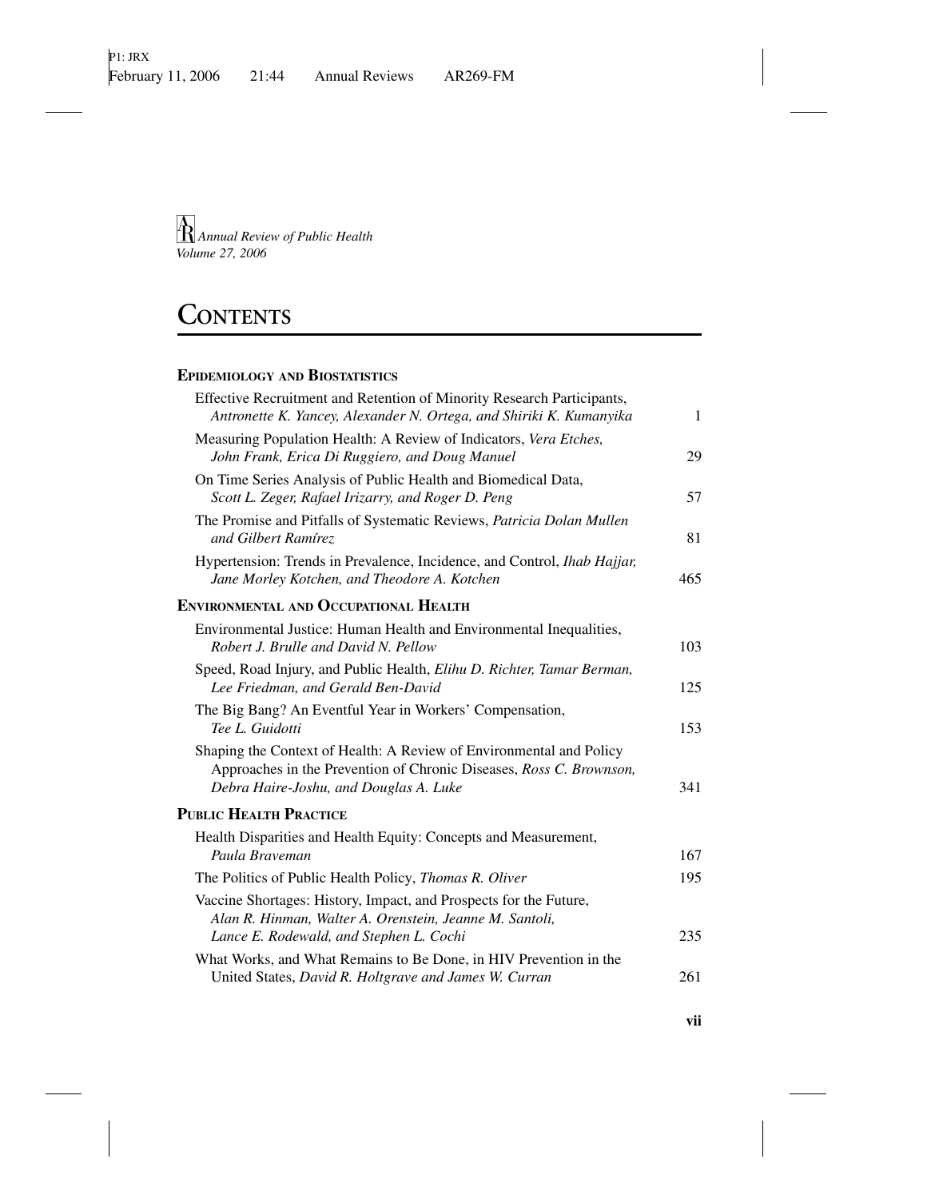Annual Review of Public Health
*Volume 27, 2006*

# Contents

## Epidemiology and Biostatistics

Effective Recruitment and Retention of Minority Research Participants, *Antronette K. Yancey, Alexander N. Ortega, and Shiriki K. Kumanyika* 1

Measuring Population Health: A Review of Indicators, *Vera Etches, John Frank, Erica Di Ruggiero, and Doug Manuel* 29

On Time Series Analysis of Public Health and Biomedical Data, *Scott L. Zeger, Rafael Irizarry, and Roger D. Peng* 57

The Promise and Pitfalls of Systematic Reviews, *Patricia Dolan Mullen and Gilbert Ramírez* 81

Hypertension: Trends in Prevalence, Incidence, and Control, *Ihab Hajjar, Jane Morley Kotchen, and Theodore A. Kotchen* 465

## Environmental and Occupational Health

Environmental Justice: Human Health and Environmental Inequalities, *Robert J. Brulle and David N. Pellow* 103

Speed, Road Injury, and Public Health, *Elihu D. Richter, Tamar Berman, Lee Friedman, and Gerald Ben-David* 125

The Big Bang? An Eventful Year in Workers' Compensation, *Tee L. Guidotti* 153

Shaping the Context of Health: A Review of Environmental and Policy Approaches in the Prevention of Chronic Diseases, *Ross C. Brownson, Debra Haire-Joshu, and Douglas A. Luke* 341

## Public Health Practice

Health Disparities and Health Equity: Concepts and Measurement, *Paula Braveman* 167

The Politics of Public Health Policy, *Thomas R. Oliver* 195

Vaccine Shortages: History, Impact, and Prospects for the Future, *Alan R. Hinman, Walter A. Orenstein, Jeanne M. Santoli, Lance E. Rodewald, and Stephen L. Cochi* 235

What Works, and What Remains to Be Done, in HIV Prevention in the United States, *David R. Holtgrave and James W. Curran* 261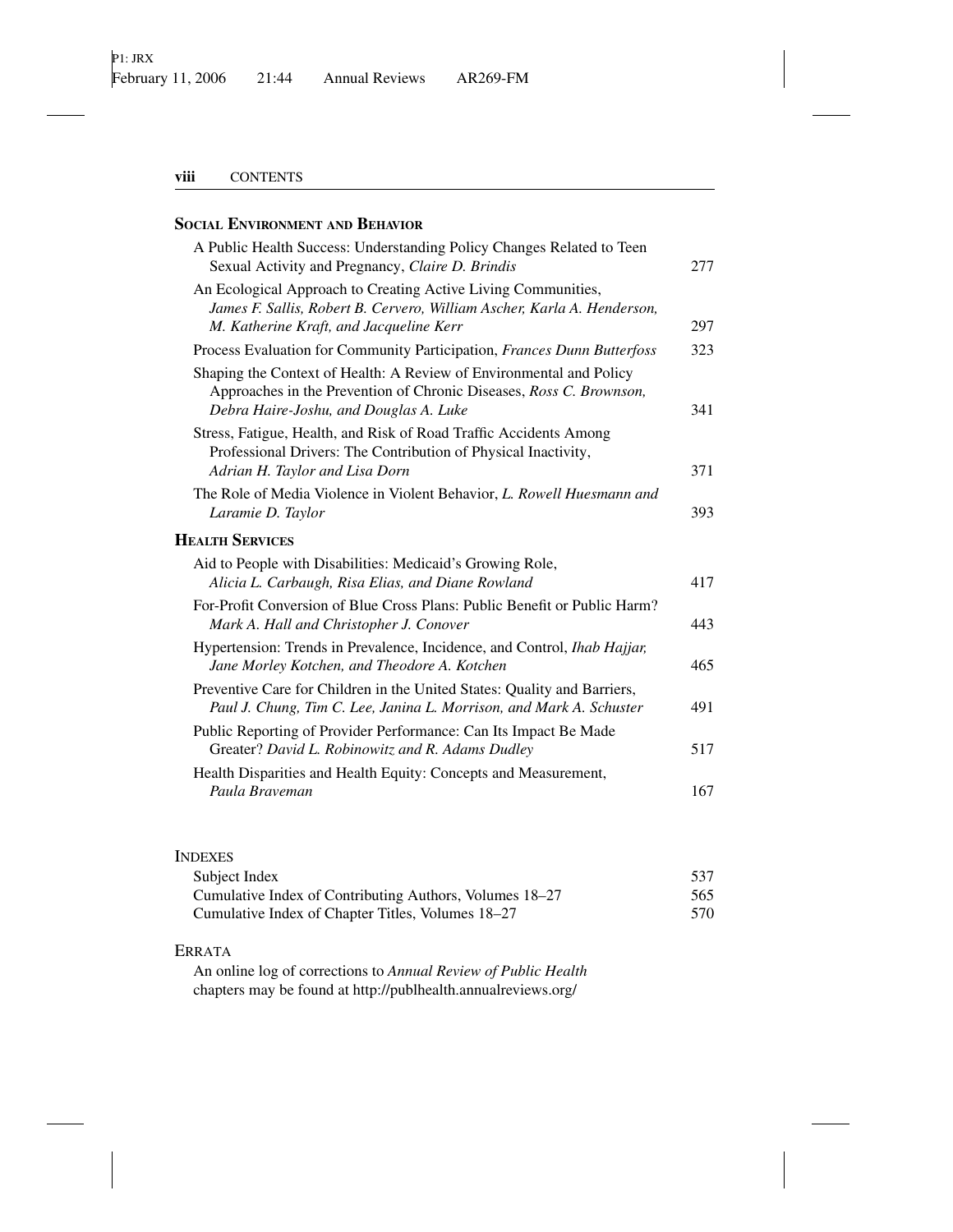## Social Environment and Behavior

A Public Health Success: Understanding Policy Changes Related to Teen Sexual Activity and Pregnancy, *Claire D. Brindis* 277

An Ecological Approach to Creating Active Living Communities, *James F. Sallis, Robert B. Cervero, William Ascher, Karla A. Henderson, M. Katherine Kraft, and Jacqueline Kerr* 297

Process Evaluation for Community Participation, *Frances Dunn Butterfoss* 323

Shaping the Context of Health: A Review of Environmental and Policy Approaches in the Prevention of Chronic Diseases, *Ross C. Brownson, Debra Haire-Joshu, and Douglas A. Luke* 341

Stress, Fatigue, Health, and Risk of Road Traffic Accidents Among Professional Drivers: The Contribution of Physical Inactivity, *Adrian H. Taylor and Lisa Dorn* 371

The Role of Media Violence in Violent Behavior, *L. Rowell Huesmann and Laramie D. Taylor* 393

## Health Services

Aid to People with Disabilities: Medicaid's Growing Role, *Alicia L. Carbaugh, Risa Elias, and Diane Rowland* 417

For-Profit Conversion of Blue Cross Plans: Public Benefit or Public Harm? *Mark A. Hall and Christopher J. Conover* 443

Hypertension: Trends in Prevalence, Incidence, and Control, *Ihab Hajjar, Jane Morley Kotchen, and Theodore A. Kotchen* 465

Preventive Care for Children in the United States: Quality and Barriers, *Paul J. Chung, Tim C. Lee, Janina L. Morrison, and Mark A. Schuster* 491

Public Reporting of Provider Performance: Can Its Impact Be Made Greater? *David L. Robinowitz and R. Adams Dudley* 517

Health Disparities and Health Equity: Concepts and Measurement, *Paula Braveman* 167

## Indexes

Subject Index 537

Cumulative Index of Contributing Authors, Volumes 18–27 565

Cumulative Index of Chapter Titles, Volumes 18–27 570

## Errata

An online log of corrections to *Annual Review of Public Health* chapters may be found at http://publhealth.annualreviews.org/